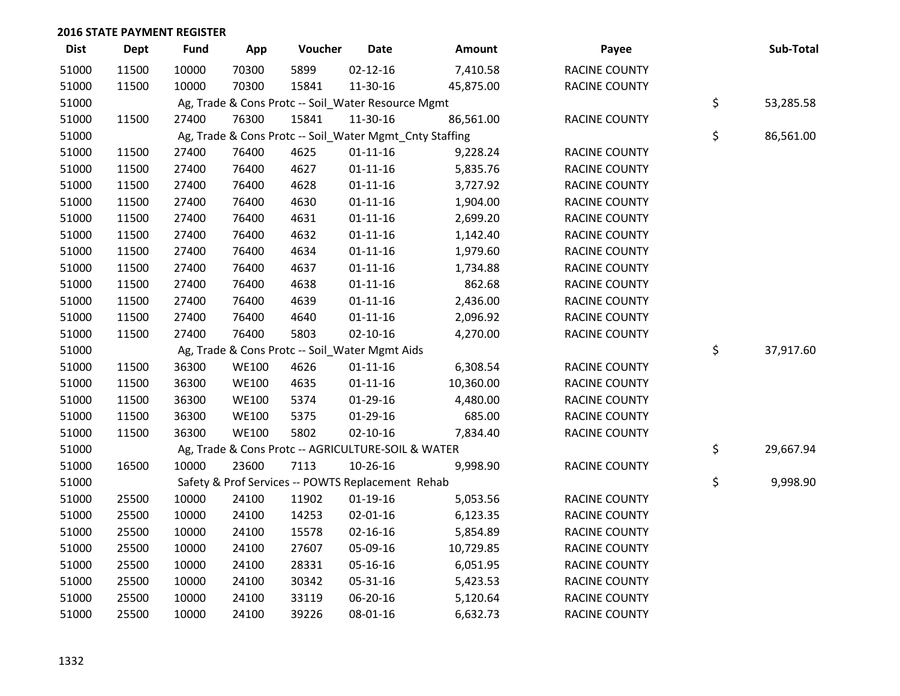## 2016 STATE PAYMENT REGISTER

| Dist | Dept | Fund | App | Voucher | Date | Amount | Payee | Sub-Total |
|---|---|---|---|---|---|---|---|---|
| 51000 | 11500 | 10000 | 70300 | 5899 | 02-12-16 | 7,410.58 | RACINE COUNTY | |
| 51000 | 11500 | 10000 | 70300 | 15841 | 11-30-16 | 45,875.00 | RACINE COUNTY | |
| 51000 | | Ag, Trade & Cons Protc -- Soil_Water Resource Mgmt | | | | | | $ 53,285.58 |
| 51000 | 11500 | 27400 | 76300 | 15841 | 11-30-16 | 86,561.00 | RACINE COUNTY | |
| 51000 | | Ag, Trade & Cons Protc -- Soil_Water Mgmt_Cnty Staffing | | | | | | $ 86,561.00 |
| 51000 | 11500 | 27400 | 76400 | 4625 | 01-11-16 | 9,228.24 | RACINE COUNTY | |
| 51000 | 11500 | 27400 | 76400 | 4627 | 01-11-16 | 5,835.76 | RACINE COUNTY | |
| 51000 | 11500 | 27400 | 76400 | 4628 | 01-11-16 | 3,727.92 | RACINE COUNTY | |
| 51000 | 11500 | 27400 | 76400 | 4630 | 01-11-16 | 1,904.00 | RACINE COUNTY | |
| 51000 | 11500 | 27400 | 76400 | 4631 | 01-11-16 | 2,699.20 | RACINE COUNTY | |
| 51000 | 11500 | 27400 | 76400 | 4632 | 01-11-16 | 1,142.40 | RACINE COUNTY | |
| 51000 | 11500 | 27400 | 76400 | 4634 | 01-11-16 | 1,979.60 | RACINE COUNTY | |
| 51000 | 11500 | 27400 | 76400 | 4637 | 01-11-16 | 1,734.88 | RACINE COUNTY | |
| 51000 | 11500 | 27400 | 76400 | 4638 | 01-11-16 | 862.68 | RACINE COUNTY | |
| 51000 | 11500 | 27400 | 76400 | 4639 | 01-11-16 | 2,436.00 | RACINE COUNTY | |
| 51000 | 11500 | 27400 | 76400 | 4640 | 01-11-16 | 2,096.92 | RACINE COUNTY | |
| 51000 | 11500 | 27400 | 76400 | 5803 | 02-10-16 | 4,270.00 | RACINE COUNTY | |
| 51000 | | Ag, Trade & Cons Protc -- Soil_Water Mgmt Aids | | | | | | $ 37,917.60 |
| 51000 | 11500 | 36300 | WE100 | 4626 | 01-11-16 | 6,308.54 | RACINE COUNTY | |
| 51000 | 11500 | 36300 | WE100 | 4635 | 01-11-16 | 10,360.00 | RACINE COUNTY | |
| 51000 | 11500 | 36300 | WE100 | 5374 | 01-29-16 | 4,480.00 | RACINE COUNTY | |
| 51000 | 11500 | 36300 | WE100 | 5375 | 01-29-16 | 685.00 | RACINE COUNTY | |
| 51000 | 11500 | 36300 | WE100 | 5802 | 02-10-16 | 7,834.40 | RACINE COUNTY | |
| 51000 | | Ag, Trade & Cons Protc -- AGRICULTURE-SOIL & WATER | | | | | | $ 29,667.94 |
| 51000 | 16500 | 10000 | 23600 | 7113 | 10-26-16 | 9,998.90 | RACINE COUNTY | |
| 51000 | | Safety & Prof Services -- POWTS Replacement Rehab | | | | | | $ 9,998.90 |
| 51000 | 25500 | 10000 | 24100 | 11902 | 01-19-16 | 5,053.56 | RACINE COUNTY | |
| 51000 | 25500 | 10000 | 24100 | 14253 | 02-01-16 | 6,123.35 | RACINE COUNTY | |
| 51000 | 25500 | 10000 | 24100 | 15578 | 02-16-16 | 5,854.89 | RACINE COUNTY | |
| 51000 | 25500 | 10000 | 24100 | 27607 | 05-09-16 | 10,729.85 | RACINE COUNTY | |
| 51000 | 25500 | 10000 | 24100 | 28331 | 05-16-16 | 6,051.95 | RACINE COUNTY | |
| 51000 | 25500 | 10000 | 24100 | 30342 | 05-31-16 | 5,423.53 | RACINE COUNTY | |
| 51000 | 25500 | 10000 | 24100 | 33119 | 06-20-16 | 5,120.64 | RACINE COUNTY | |
| 51000 | 25500 | 10000 | 24100 | 39226 | 08-01-16 | 6,632.73 | RACINE COUNTY | |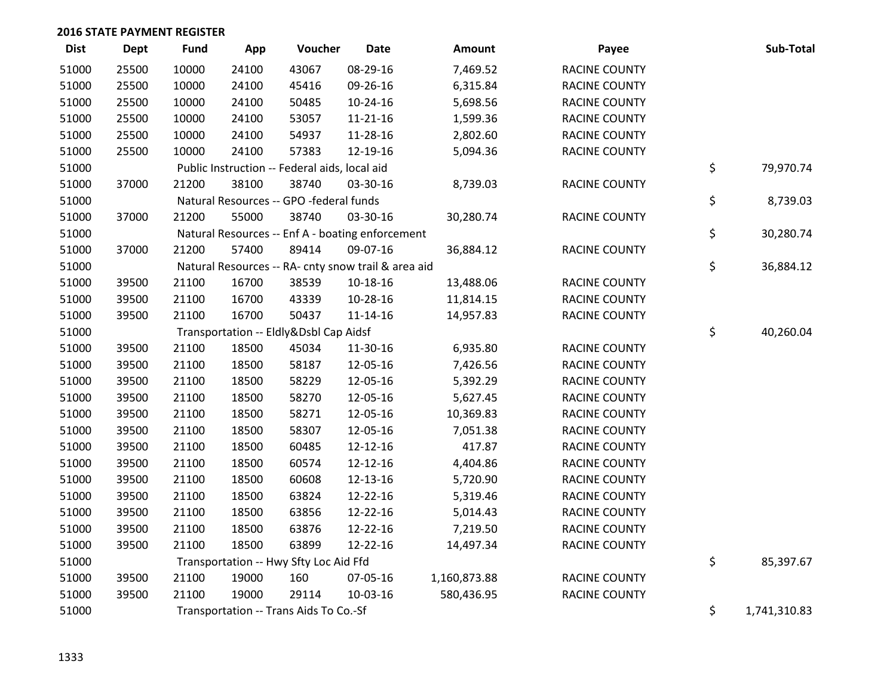## 2016 STATE PAYMENT REGISTER

| Dist | Dept | Fund | App | Voucher | Date | Amount | Payee | Sub-Total |
|---|---|---|---|---|---|---|---|---|
| 51000 | 25500 | 10000 | 24100 | 43067 | 08-29-16 | 7,469.52 | RACINE COUNTY | |
| 51000 | 25500 | 10000 | 24100 | 45416 | 09-26-16 | 6,315.84 | RACINE COUNTY | |
| 51000 | 25500 | 10000 | 24100 | 50485 | 10-24-16 | 5,698.56 | RACINE COUNTY | |
| 51000 | 25500 | 10000 | 24100 | 53057 | 11-21-16 | 1,599.36 | RACINE COUNTY | |
| 51000 | 25500 | 10000 | 24100 | 54937 | 11-28-16 | 2,802.60 | RACINE COUNTY | |
| 51000 | 25500 | 10000 | 24100 | 57383 | 12-19-16 | 5,094.36 | RACINE COUNTY | |
| 51000 | | Public Instruction -- Federal aids, local aid | | | | | | $ 79,970.74 |
| 51000 | 37000 | 21200 | 38100 | 38740 | 03-30-16 | 8,739.03 | RACINE COUNTY | |
| 51000 | | Natural Resources -- GPO -federal funds | | | | | | $ 8,739.03 |
| 51000 | 37000 | 21200 | 55000 | 38740 | 03-30-16 | 30,280.74 | RACINE COUNTY | |
| 51000 | | Natural Resources -- Enf A - boating enforcement | | | | | | $ 30,280.74 |
| 51000 | 37000 | 21200 | 57400 | 89414 | 09-07-16 | 36,884.12 | RACINE COUNTY | |
| 51000 | | Natural Resources -- RA- cnty snow trail & area aid | | | | | | $ 36,884.12 |
| 51000 | 39500 | 21100 | 16700 | 38539 | 10-18-16 | 13,488.06 | RACINE COUNTY | |
| 51000 | 39500 | 21100 | 16700 | 43339 | 10-28-16 | 11,814.15 | RACINE COUNTY | |
| 51000 | 39500 | 21100 | 16700 | 50437 | 11-14-16 | 14,957.83 | RACINE COUNTY | |
| 51000 | | Transportation -- Eldly&Dsbl Cap Aidsf | | | | | | $ 40,260.04 |
| 51000 | 39500 | 21100 | 18500 | 45034 | 11-30-16 | 6,935.80 | RACINE COUNTY | |
| 51000 | 39500 | 21100 | 18500 | 58187 | 12-05-16 | 7,426.56 | RACINE COUNTY | |
| 51000 | 39500 | 21100 | 18500 | 58229 | 12-05-16 | 5,392.29 | RACINE COUNTY | |
| 51000 | 39500 | 21100 | 18500 | 58270 | 12-05-16 | 5,627.45 | RACINE COUNTY | |
| 51000 | 39500 | 21100 | 18500 | 58271 | 12-05-16 | 10,369.83 | RACINE COUNTY | |
| 51000 | 39500 | 21100 | 18500 | 58307 | 12-05-16 | 7,051.38 | RACINE COUNTY | |
| 51000 | 39500 | 21100 | 18500 | 60485 | 12-12-16 | 417.87 | RACINE COUNTY | |
| 51000 | 39500 | 21100 | 18500 | 60574 | 12-12-16 | 4,404.86 | RACINE COUNTY | |
| 51000 | 39500 | 21100 | 18500 | 60608 | 12-13-16 | 5,720.90 | RACINE COUNTY | |
| 51000 | 39500 | 21100 | 18500 | 63824 | 12-22-16 | 5,319.46 | RACINE COUNTY | |
| 51000 | 39500 | 21100 | 18500 | 63856 | 12-22-16 | 5,014.43 | RACINE COUNTY | |
| 51000 | 39500 | 21100 | 18500 | 63876 | 12-22-16 | 7,219.50 | RACINE COUNTY | |
| 51000 | 39500 | 21100 | 18500 | 63899 | 12-22-16 | 14,497.34 | RACINE COUNTY | |
| 51000 | | Transportation -- Hwy Sfty Loc Aid Ffd | | | | | | $ 85,397.67 |
| 51000 | 39500 | 21100 | 19000 | 160 | 07-05-16 | 1,160,873.88 | RACINE COUNTY | |
| 51000 | 39500 | 21100 | 19000 | 29114 | 10-03-16 | 580,436.95 | RACINE COUNTY | |
| 51000 | | Transportation -- Trans Aids To Co.-Sf | | | | | | $ 1,741,310.83 |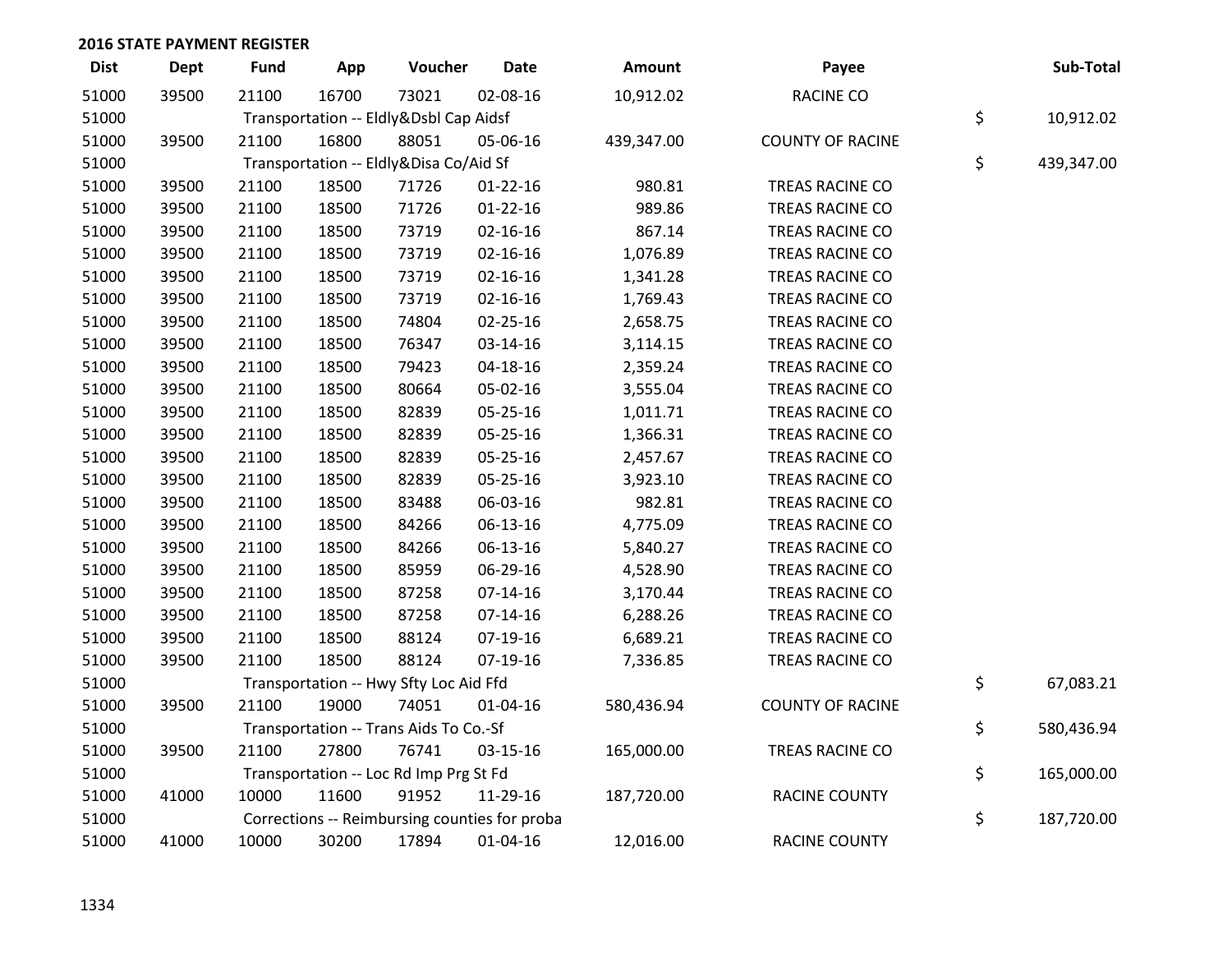## 2016 STATE PAYMENT REGISTER

| Dist | Dept | Fund | App | Voucher | Date | Amount | Payee | Sub-Total |
|---|---|---|---|---|---|---|---|---|
| 51000 | 39500 | 21100 | 16700 | 73021 | 02-08-16 | 10,912.02 | RACINE CO | |
| 51000 | | Transportation -- Eldly&Dsbl Cap Aidsf | | | | | | $ 10,912.02 |
| 51000 | 39500 | 21100 | 16800 | 88051 | 05-06-16 | 439,347.00 | COUNTY OF RACINE | |
| 51000 | | Transportation -- Eldly&Disa Co/Aid Sf | | | | | | $ 439,347.00 |
| 51000 | 39500 | 21100 | 18500 | 71726 | 01-22-16 | 980.81 | TREAS RACINE CO | |
| 51000 | 39500 | 21100 | 18500 | 71726 | 01-22-16 | 989.86 | TREAS RACINE CO | |
| 51000 | 39500 | 21100 | 18500 | 73719 | 02-16-16 | 867.14 | TREAS RACINE CO | |
| 51000 | 39500 | 21100 | 18500 | 73719 | 02-16-16 | 1,076.89 | TREAS RACINE CO | |
| 51000 | 39500 | 21100 | 18500 | 73719 | 02-16-16 | 1,341.28 | TREAS RACINE CO | |
| 51000 | 39500 | 21100 | 18500 | 73719 | 02-16-16 | 1,769.43 | TREAS RACINE CO | |
| 51000 | 39500 | 21100 | 18500 | 74804 | 02-25-16 | 2,658.75 | TREAS RACINE CO | |
| 51000 | 39500 | 21100 | 18500 | 76347 | 03-14-16 | 3,114.15 | TREAS RACINE CO | |
| 51000 | 39500 | 21100 | 18500 | 79423 | 04-18-16 | 2,359.24 | TREAS RACINE CO | |
| 51000 | 39500 | 21100 | 18500 | 80664 | 05-02-16 | 3,555.04 | TREAS RACINE CO | |
| 51000 | 39500 | 21100 | 18500 | 82839 | 05-25-16 | 1,011.71 | TREAS RACINE CO | |
| 51000 | 39500 | 21100 | 18500 | 82839 | 05-25-16 | 1,366.31 | TREAS RACINE CO | |
| 51000 | 39500 | 21100 | 18500 | 82839 | 05-25-16 | 2,457.67 | TREAS RACINE CO | |
| 51000 | 39500 | 21100 | 18500 | 82839 | 05-25-16 | 3,923.10 | TREAS RACINE CO | |
| 51000 | 39500 | 21100 | 18500 | 83488 | 06-03-16 | 982.81 | TREAS RACINE CO | |
| 51000 | 39500 | 21100 | 18500 | 84266 | 06-13-16 | 4,775.09 | TREAS RACINE CO | |
| 51000 | 39500 | 21100 | 18500 | 84266 | 06-13-16 | 5,840.27 | TREAS RACINE CO | |
| 51000 | 39500 | 21100 | 18500 | 85959 | 06-29-16 | 4,528.90 | TREAS RACINE CO | |
| 51000 | 39500 | 21100 | 18500 | 87258 | 07-14-16 | 3,170.44 | TREAS RACINE CO | |
| 51000 | 39500 | 21100 | 18500 | 87258 | 07-14-16 | 6,288.26 | TREAS RACINE CO | |
| 51000 | 39500 | 21100 | 18500 | 88124 | 07-19-16 | 6,689.21 | TREAS RACINE CO | |
| 51000 | 39500 | 21100 | 18500 | 88124 | 07-19-16 | 7,336.85 | TREAS RACINE CO | |
| 51000 | | Transportation -- Hwy Sfty Loc Aid Ffd | | | | | | $ 67,083.21 |
| 51000 | 39500 | 21100 | 19000 | 74051 | 01-04-16 | 580,436.94 | COUNTY OF RACINE | |
| 51000 | | Transportation -- Trans Aids To Co.-Sf | | | | | | $ 580,436.94 |
| 51000 | 39500 | 21100 | 27800 | 76741 | 03-15-16 | 165,000.00 | TREAS RACINE CO | |
| 51000 | | Transportation -- Loc Rd Imp Prg St Fd | | | | | | $ 165,000.00 |
| 51000 | 41000 | 10000 | 11600 | 91952 | 11-29-16 | 187,720.00 | RACINE COUNTY | |
| 51000 | | Corrections -- Reimbursing counties for proba | | | | | | $ 187,720.00 |
| 51000 | 41000 | 10000 | 30200 | 17894 | 01-04-16 | 12,016.00 | RACINE COUNTY | |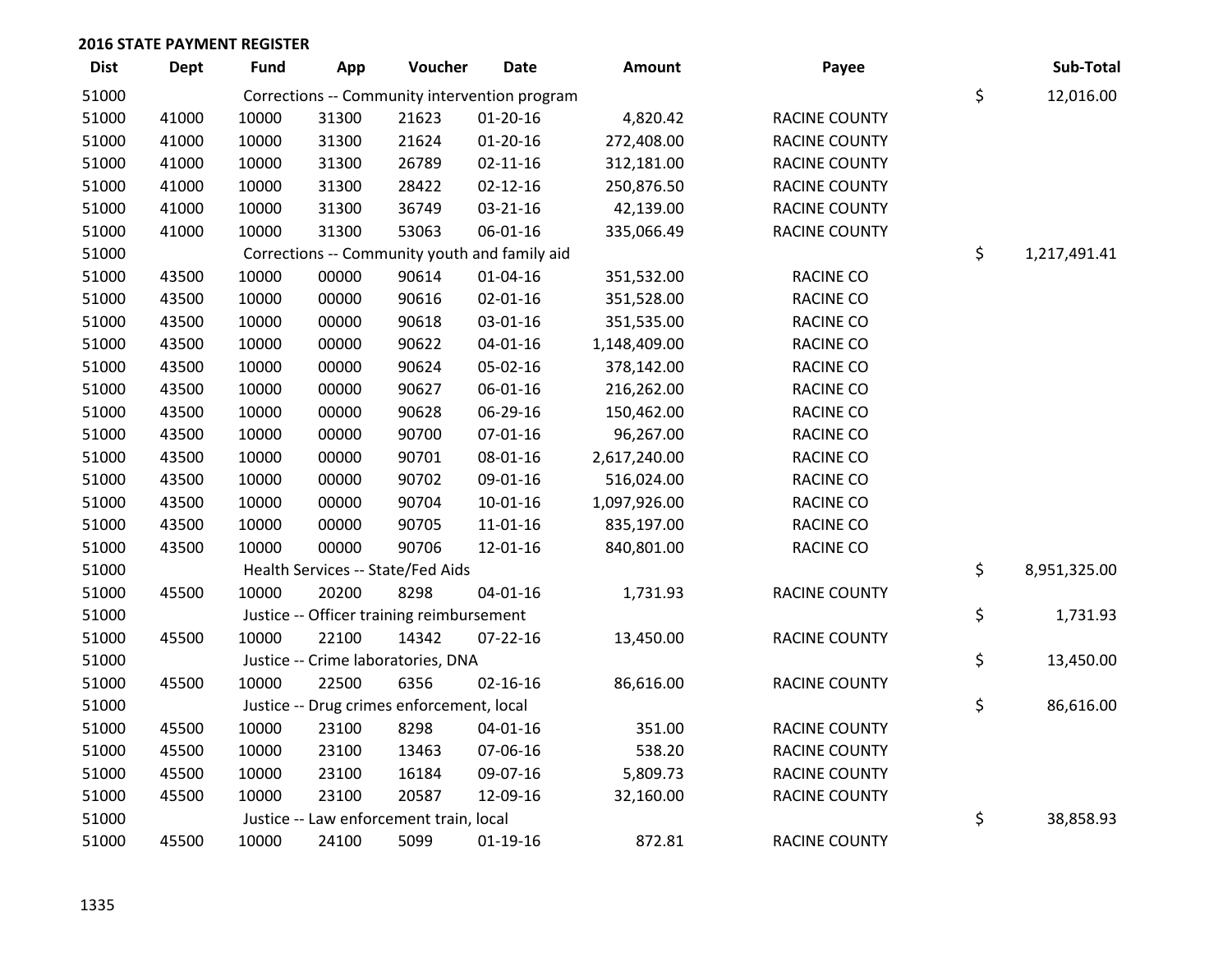## 2016 STATE PAYMENT REGISTER

| Dist | Dept | Fund | App | Voucher | Date | Amount | Payee | Sub-Total |
|---|---|---|---|---|---|---|---|---|
| 51000 | | Corrections -- Community intervention program | | | | | | $ 12,016.00 |
| 51000 | 41000 | 10000 | 31300 | 21623 | 01-20-16 | 4,820.42 | RACINE COUNTY | |
| 51000 | 41000 | 10000 | 31300 | 21624 | 01-20-16 | 272,408.00 | RACINE COUNTY | |
| 51000 | 41000 | 10000 | 31300 | 26789 | 02-11-16 | 312,181.00 | RACINE COUNTY | |
| 51000 | 41000 | 10000 | 31300 | 28422 | 02-12-16 | 250,876.50 | RACINE COUNTY | |
| 51000 | 41000 | 10000 | 31300 | 36749 | 03-21-16 | 42,139.00 | RACINE COUNTY | |
| 51000 | 41000 | 10000 | 31300 | 53063 | 06-01-16 | 335,066.49 | RACINE COUNTY | |
| 51000 | | Corrections -- Community youth and family aid | | | | | | $ 1,217,491.41 |
| 51000 | 43500 | 10000 | 00000 | 90614 | 01-04-16 | 351,532.00 | RACINE CO | |
| 51000 | 43500 | 10000 | 00000 | 90616 | 02-01-16 | 351,528.00 | RACINE CO | |
| 51000 | 43500 | 10000 | 00000 | 90618 | 03-01-16 | 351,535.00 | RACINE CO | |
| 51000 | 43500 | 10000 | 00000 | 90622 | 04-01-16 | 1,148,409.00 | RACINE CO | |
| 51000 | 43500 | 10000 | 00000 | 90624 | 05-02-16 | 378,142.00 | RACINE CO | |
| 51000 | 43500 | 10000 | 00000 | 90627 | 06-01-16 | 216,262.00 | RACINE CO | |
| 51000 | 43500 | 10000 | 00000 | 90628 | 06-29-16 | 150,462.00 | RACINE CO | |
| 51000 | 43500 | 10000 | 00000 | 90700 | 07-01-16 | 96,267.00 | RACINE CO | |
| 51000 | 43500 | 10000 | 00000 | 90701 | 08-01-16 | 2,617,240.00 | RACINE CO | |
| 51000 | 43500 | 10000 | 00000 | 90702 | 09-01-16 | 516,024.00 | RACINE CO | |
| 51000 | 43500 | 10000 | 00000 | 90704 | 10-01-16 | 1,097,926.00 | RACINE CO | |
| 51000 | 43500 | 10000 | 00000 | 90705 | 11-01-16 | 835,197.00 | RACINE CO | |
| 51000 | 43500 | 10000 | 00000 | 90706 | 12-01-16 | 840,801.00 | RACINE CO | |
| 51000 | | Health Services -- State/Fed Aids | | | | | | $ 8,951,325.00 |
| 51000 | 45500 | 10000 | 20200 | 8298 | 04-01-16 | 1,731.93 | RACINE COUNTY | |
| 51000 | | Justice -- Officer training reimbursement | | | | | | $ 1,731.93 |
| 51000 | 45500 | 10000 | 22100 | 14342 | 07-22-16 | 13,450.00 | RACINE COUNTY | |
| 51000 | | Justice -- Crime laboratories, DNA | | | | | | $ 13,450.00 |
| 51000 | 45500 | 10000 | 22500 | 6356 | 02-16-16 | 86,616.00 | RACINE COUNTY | |
| 51000 | | Justice -- Drug crimes enforcement, local | | | | | | $ 86,616.00 |
| 51000 | 45500 | 10000 | 23100 | 8298 | 04-01-16 | 351.00 | RACINE COUNTY | |
| 51000 | 45500 | 10000 | 23100 | 13463 | 07-06-16 | 538.20 | RACINE COUNTY | |
| 51000 | 45500 | 10000 | 23100 | 16184 | 09-07-16 | 5,809.73 | RACINE COUNTY | |
| 51000 | 45500 | 10000 | 23100 | 20587 | 12-09-16 | 32,160.00 | RACINE COUNTY | |
| 51000 | | Justice -- Law enforcement train, local | | | | | | $ 38,858.93 |
| 51000 | 45500 | 10000 | 24100 | 5099 | 01-19-16 | 872.81 | RACINE COUNTY | |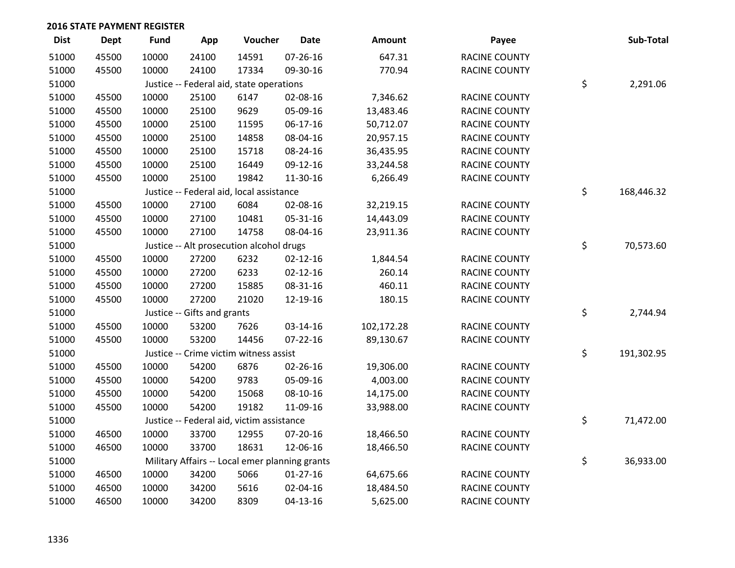## 2016 STATE PAYMENT REGISTER

| Dist | Dept | Fund | App | Voucher | Date | Amount | Payee | | Sub-Total |
|---|---|---|---|---|---|---|---|---|---|
| 51000 | 45500 | 10000 | 24100 | 14591 | 07-26-16 | 647.31 | RACINE COUNTY | | |
| 51000 | 45500 | 10000 | 24100 | 17334 | 09-30-16 | 770.94 | RACINE COUNTY | | |
| 51000 | | Justice -- Federal aid, state operations | | | | | | $ | 2,291.06 |
| 51000 | 45500 | 10000 | 25100 | 6147 | 02-08-16 | 7,346.62 | RACINE COUNTY | | |
| 51000 | 45500 | 10000 | 25100 | 9629 | 05-09-16 | 13,483.46 | RACINE COUNTY | | |
| 51000 | 45500 | 10000 | 25100 | 11595 | 06-17-16 | 50,712.07 | RACINE COUNTY | | |
| 51000 | 45500 | 10000 | 25100 | 14858 | 08-04-16 | 20,957.15 | RACINE COUNTY | | |
| 51000 | 45500 | 10000 | 25100 | 15718 | 08-24-16 | 36,435.95 | RACINE COUNTY | | |
| 51000 | 45500 | 10000 | 25100 | 16449 | 09-12-16 | 33,244.58 | RACINE COUNTY | | |
| 51000 | 45500 | 10000 | 25100 | 19842 | 11-30-16 | 6,266.49 | RACINE COUNTY | | |
| 51000 | | Justice -- Federal aid, local assistance | | | | | | $ | 168,446.32 |
| 51000 | 45500 | 10000 | 27100 | 6084 | 02-08-16 | 32,219.15 | RACINE COUNTY | | |
| 51000 | 45500 | 10000 | 27100 | 10481 | 05-31-16 | 14,443.09 | RACINE COUNTY | | |
| 51000 | 45500 | 10000 | 27100 | 14758 | 08-04-16 | 23,911.36 | RACINE COUNTY | | |
| 51000 | | Justice -- Alt prosecution alcohol drugs | | | | | | $ | 70,573.60 |
| 51000 | 45500 | 10000 | 27200 | 6232 | 02-12-16 | 1,844.54 | RACINE COUNTY | | |
| 51000 | 45500 | 10000 | 27200 | 6233 | 02-12-16 | 260.14 | RACINE COUNTY | | |
| 51000 | 45500 | 10000 | 27200 | 15885 | 08-31-16 | 460.11 | RACINE COUNTY | | |
| 51000 | 45500 | 10000 | 27200 | 21020 | 12-19-16 | 180.15 | RACINE COUNTY | | |
| 51000 | | Justice -- Gifts and grants | | | | | | $ | 2,744.94 |
| 51000 | 45500 | 10000 | 53200 | 7626 | 03-14-16 | 102,172.28 | RACINE COUNTY | | |
| 51000 | 45500 | 10000 | 53200 | 14456 | 07-22-16 | 89,130.67 | RACINE COUNTY | | |
| 51000 | | Justice -- Crime victim witness assist | | | | | | $ | 191,302.95 |
| 51000 | 45500 | 10000 | 54200 | 6876 | 02-26-16 | 19,306.00 | RACINE COUNTY | | |
| 51000 | 45500 | 10000 | 54200 | 9783 | 05-09-16 | 4,003.00 | RACINE COUNTY | | |
| 51000 | 45500 | 10000 | 54200 | 15068 | 08-10-16 | 14,175.00 | RACINE COUNTY | | |
| 51000 | 45500 | 10000 | 54200 | 19182 | 11-09-16 | 33,988.00 | RACINE COUNTY | | |
| 51000 | | Justice -- Federal aid, victim assistance | | | | | | $ | 71,472.00 |
| 51000 | 46500 | 10000 | 33700 | 12955 | 07-20-16 | 18,466.50 | RACINE COUNTY | | |
| 51000 | 46500 | 10000 | 33700 | 18631 | 12-06-16 | 18,466.50 | RACINE COUNTY | | |
| 51000 | | Military Affairs -- Local emer planning grants | | | | | | $ | 36,933.00 |
| 51000 | 46500 | 10000 | 34200 | 5066 | 01-27-16 | 64,675.66 | RACINE COUNTY | | |
| 51000 | 46500 | 10000 | 34200 | 5616 | 02-04-16 | 18,484.50 | RACINE COUNTY | | |
| 51000 | 46500 | 10000 | 34200 | 8309 | 04-13-16 | 5,625.00 | RACINE COUNTY | | |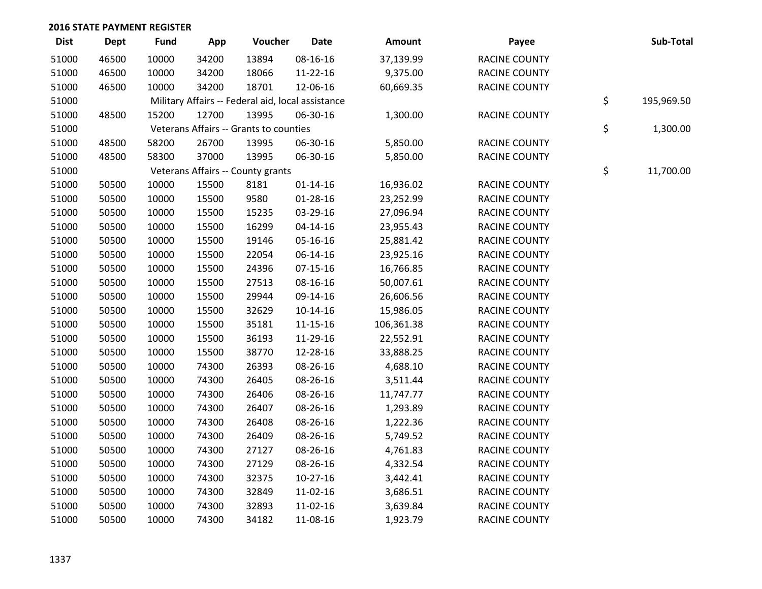## 2016 STATE PAYMENT REGISTER

| Dist | Dept | Fund | App | Voucher | Date | Amount | Payee | Sub-Total |
|---|---|---|---|---|---|---|---|---|
| 51000 | 46500 | 10000 | 34200 | 13894 | 08-16-16 | 37,139.99 | RACINE COUNTY | |
| 51000 | 46500 | 10000 | 34200 | 18066 | 11-22-16 | 9,375.00 | RACINE COUNTY | |
| 51000 | 46500 | 10000 | 34200 | 18701 | 12-06-16 | 60,669.35 | RACINE COUNTY | |
| 51000 | | Military Affairs -- Federal aid, local assistance | | | | | | $ 195,969.50 |
| 51000 | 48500 | 15200 | 12700 | 13995 | 06-30-16 | 1,300.00 | RACINE COUNTY | |
| 51000 | | Veterans Affairs -- Grants to counties | | | | | | $ 1,300.00 |
| 51000 | 48500 | 58200 | 26700 | 13995 | 06-30-16 | 5,850.00 | RACINE COUNTY | |
| 51000 | 48500 | 58300 | 37000 | 13995 | 06-30-16 | 5,850.00 | RACINE COUNTY | |
| 51000 | | Veterans Affairs -- County grants | | | | | | $ 11,700.00 |
| 51000 | 50500 | 10000 | 15500 | 8181 | 01-14-16 | 16,936.02 | RACINE COUNTY | |
| 51000 | 50500 | 10000 | 15500 | 9580 | 01-28-16 | 23,252.99 | RACINE COUNTY | |
| 51000 | 50500 | 10000 | 15500 | 15235 | 03-29-16 | 27,096.94 | RACINE COUNTY | |
| 51000 | 50500 | 10000 | 15500 | 16299 | 04-14-16 | 23,955.43 | RACINE COUNTY | |
| 51000 | 50500 | 10000 | 15500 | 19146 | 05-16-16 | 25,881.42 | RACINE COUNTY | |
| 51000 | 50500 | 10000 | 15500 | 22054 | 06-14-16 | 23,925.16 | RACINE COUNTY | |
| 51000 | 50500 | 10000 | 15500 | 24396 | 07-15-16 | 16,766.85 | RACINE COUNTY | |
| 51000 | 50500 | 10000 | 15500 | 27513 | 08-16-16 | 50,007.61 | RACINE COUNTY | |
| 51000 | 50500 | 10000 | 15500 | 29944 | 09-14-16 | 26,606.56 | RACINE COUNTY | |
| 51000 | 50500 | 10000 | 15500 | 32629 | 10-14-16 | 15,986.05 | RACINE COUNTY | |
| 51000 | 50500 | 10000 | 15500 | 35181 | 11-15-16 | 106,361.38 | RACINE COUNTY | |
| 51000 | 50500 | 10000 | 15500 | 36193 | 11-29-16 | 22,552.91 | RACINE COUNTY | |
| 51000 | 50500 | 10000 | 15500 | 38770 | 12-28-16 | 33,888.25 | RACINE COUNTY | |
| 51000 | 50500 | 10000 | 74300 | 26393 | 08-26-16 | 4,688.10 | RACINE COUNTY | |
| 51000 | 50500 | 10000 | 74300 | 26405 | 08-26-16 | 3,511.44 | RACINE COUNTY | |
| 51000 | 50500 | 10000 | 74300 | 26406 | 08-26-16 | 11,747.77 | RACINE COUNTY | |
| 51000 | 50500 | 10000 | 74300 | 26407 | 08-26-16 | 1,293.89 | RACINE COUNTY | |
| 51000 | 50500 | 10000 | 74300 | 26408 | 08-26-16 | 1,222.36 | RACINE COUNTY | |
| 51000 | 50500 | 10000 | 74300 | 26409 | 08-26-16 | 5,749.52 | RACINE COUNTY | |
| 51000 | 50500 | 10000 | 74300 | 27127 | 08-26-16 | 4,761.83 | RACINE COUNTY | |
| 51000 | 50500 | 10000 | 74300 | 27129 | 08-26-16 | 4,332.54 | RACINE COUNTY | |
| 51000 | 50500 | 10000 | 74300 | 32375 | 10-27-16 | 3,442.41 | RACINE COUNTY | |
| 51000 | 50500 | 10000 | 74300 | 32849 | 11-02-16 | 3,686.51 | RACINE COUNTY | |
| 51000 | 50500 | 10000 | 74300 | 32893 | 11-02-16 | 3,639.84 | RACINE COUNTY | |
| 51000 | 50500 | 10000 | 74300 | 34182 | 11-08-16 | 1,923.79 | RACINE COUNTY | |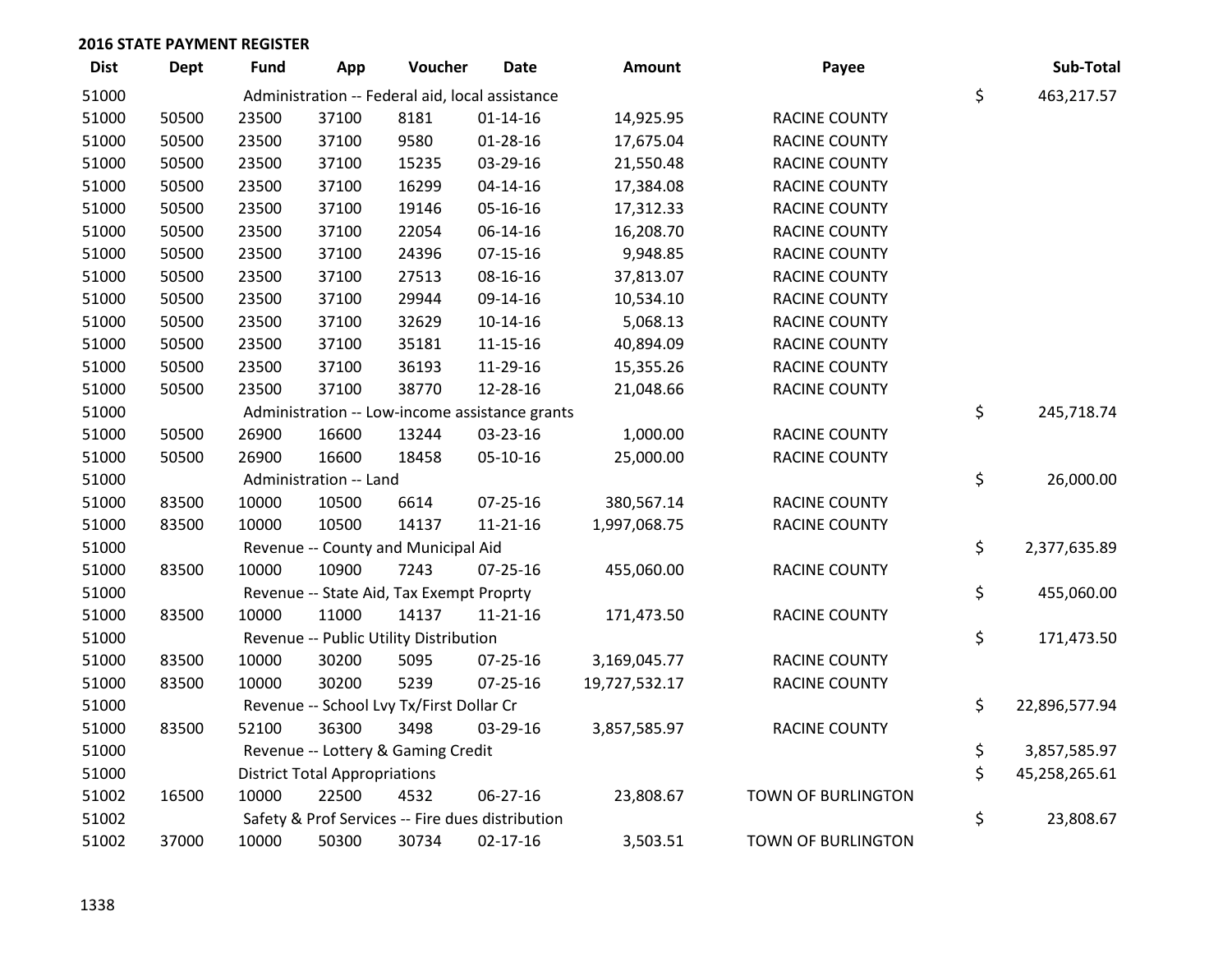## 2016 STATE PAYMENT REGISTER

| Dist | Dept | Fund | App | Voucher | Date | Amount | Payee | Sub-Total |
|---|---|---|---|---|---|---|---|---|
| 51000 | | Administration -- Federal aid, local assistance | | | | | | $ 463,217.57 |
| 51000 | 50500 | 23500 | 37100 | 8181 | 01-14-16 | 14,925.95 | RACINE COUNTY | |
| 51000 | 50500 | 23500 | 37100 | 9580 | 01-28-16 | 17,675.04 | RACINE COUNTY | |
| 51000 | 50500 | 23500 | 37100 | 15235 | 03-29-16 | 21,550.48 | RACINE COUNTY | |
| 51000 | 50500 | 23500 | 37100 | 16299 | 04-14-16 | 17,384.08 | RACINE COUNTY | |
| 51000 | 50500 | 23500 | 37100 | 19146 | 05-16-16 | 17,312.33 | RACINE COUNTY | |
| 51000 | 50500 | 23500 | 37100 | 22054 | 06-14-16 | 16,208.70 | RACINE COUNTY | |
| 51000 | 50500 | 23500 | 37100 | 24396 | 07-15-16 | 9,948.85 | RACINE COUNTY | |
| 51000 | 50500 | 23500 | 37100 | 27513 | 08-16-16 | 37,813.07 | RACINE COUNTY | |
| 51000 | 50500 | 23500 | 37100 | 29944 | 09-14-16 | 10,534.10 | RACINE COUNTY | |
| 51000 | 50500 | 23500 | 37100 | 32629 | 10-14-16 | 5,068.13 | RACINE COUNTY | |
| 51000 | 50500 | 23500 | 37100 | 35181 | 11-15-16 | 40,894.09 | RACINE COUNTY | |
| 51000 | 50500 | 23500 | 37100 | 36193 | 11-29-16 | 15,355.26 | RACINE COUNTY | |
| 51000 | 50500 | 23500 | 37100 | 38770 | 12-28-16 | 21,048.66 | RACINE COUNTY | |
| 51000 | | Administration -- Low-income assistance grants | | | | | | $ 245,718.74 |
| 51000 | 50500 | 26900 | 16600 | 13244 | 03-23-16 | 1,000.00 | RACINE COUNTY | |
| 51000 | 50500 | 26900 | 16600 | 18458 | 05-10-16 | 25,000.00 | RACINE COUNTY | |
| 51000 | | Administration -- Land | | | | | | $ 26,000.00 |
| 51000 | 83500 | 10000 | 10500 | 6614 | 07-25-16 | 380,567.14 | RACINE COUNTY | |
| 51000 | 83500 | 10000 | 10500 | 14137 | 11-21-16 | 1,997,068.75 | RACINE COUNTY | |
| 51000 | | Revenue -- County and Municipal Aid | | | | | | $ 2,377,635.89 |
| 51000 | 83500 | 10000 | 10900 | 7243 | 07-25-16 | 455,060.00 | RACINE COUNTY | |
| 51000 | | Revenue -- State Aid, Tax Exempt Proprty | | | | | | $ 455,060.00 |
| 51000 | 83500 | 10000 | 11000 | 14137 | 11-21-16 | 171,473.50 | RACINE COUNTY | |
| 51000 | | Revenue -- Public Utility Distribution | | | | | | $ 171,473.50 |
| 51000 | 83500 | 10000 | 30200 | 5095 | 07-25-16 | 3,169,045.77 | RACINE COUNTY | |
| 51000 | 83500 | 10000 | 30200 | 5239 | 07-25-16 | 19,727,532.17 | RACINE COUNTY | |
| 51000 | | Revenue -- School Lvy Tx/First Dollar Cr | | | | | | $ 22,896,577.94 |
| 51000 | 83500 | 52100 | 36300 | 3498 | 03-29-16 | 3,857,585.97 | RACINE COUNTY | |
| 51000 | | Revenue -- Lottery & Gaming Credit | | | | | | $ 3,857,585.97 |
| 51000 | | District Total Appropriations | | | | | | $ 45,258,265.61 |
| 51002 | 16500 | 10000 | 22500 | 4532 | 06-27-16 | 23,808.67 | TOWN OF BURLINGTON | |
| 51002 | | Safety & Prof Services -- Fire dues distribution | | | | | | $ 23,808.67 |
| 51002 | 37000 | 10000 | 50300 | 30734 | 02-17-16 | 3,503.51 | TOWN OF BURLINGTON | |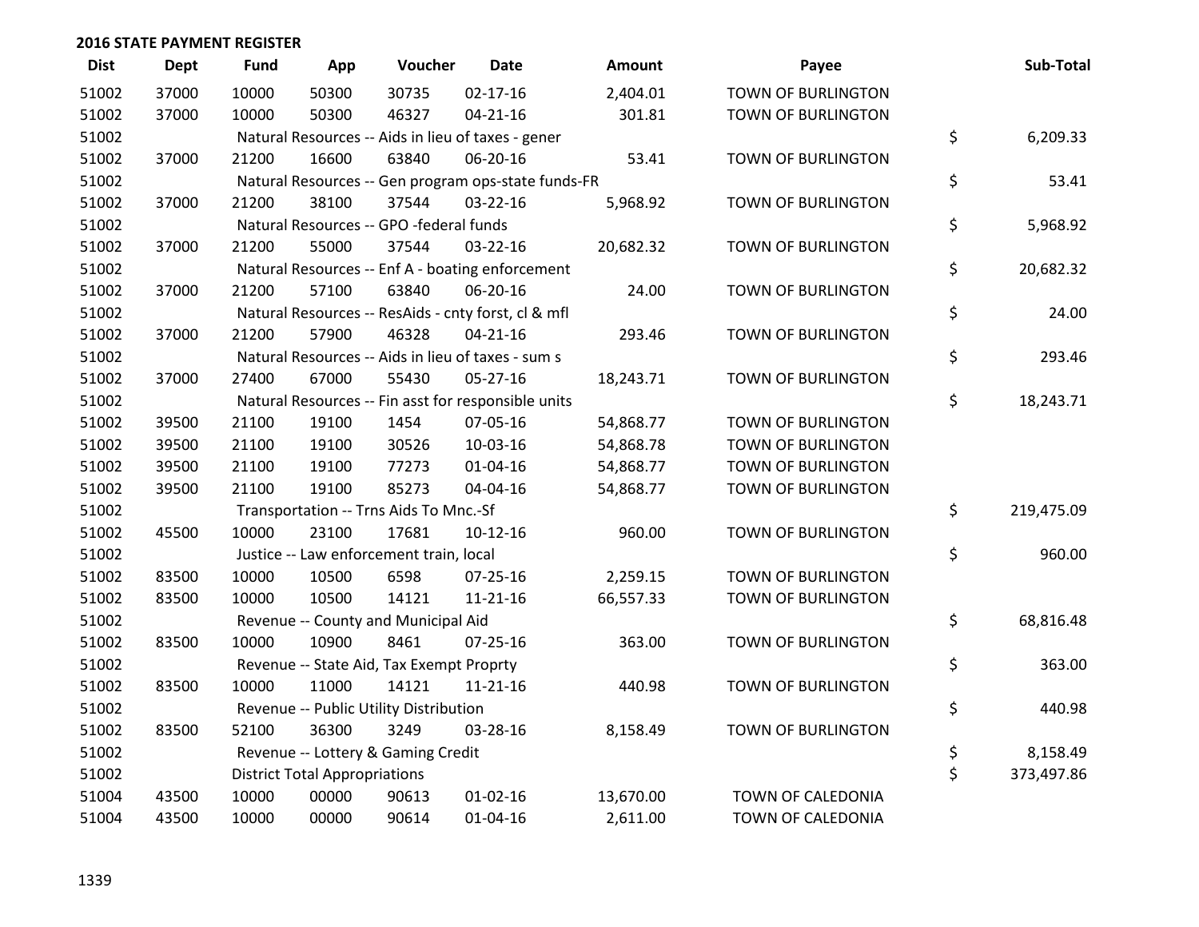## 2016 STATE PAYMENT REGISTER

| Dist | Dept | Fund | App | Voucher | Date | Amount | Payee | Sub-Total |
|---|---|---|---|---|---|---|---|---|
| 51002 | 37000 | 10000 | 50300 | 30735 | 02-17-16 | 2,404.01 | TOWN OF BURLINGTON | |
| 51002 | 37000 | 10000 | 50300 | 46327 | 04-21-16 | 301.81 | TOWN OF BURLINGTON | |
| 51002 | | Natural Resources -- Aids in lieu of taxes - gener | | | | | | $ 6,209.33 |
| 51002 | 37000 | 21200 | 16600 | 63840 | 06-20-16 | 53.41 | TOWN OF BURLINGTON | |
| 51002 | | Natural Resources -- Gen program ops-state funds-FR | | | | | | $ 53.41 |
| 51002 | 37000 | 21200 | 38100 | 37544 | 03-22-16 | 5,968.92 | TOWN OF BURLINGTON | |
| 51002 | | Natural Resources -- GPO -federal funds | | | | | | $ 5,968.92 |
| 51002 | 37000 | 21200 | 55000 | 37544 | 03-22-16 | 20,682.32 | TOWN OF BURLINGTON | |
| 51002 | | Natural Resources -- Enf A - boating enforcement | | | | | | $ 20,682.32 |
| 51002 | 37000 | 21200 | 57100 | 63840 | 06-20-16 | 24.00 | TOWN OF BURLINGTON | |
| 51002 | | Natural Resources -- ResAids - cnty forst, cl & mfl | | | | | | $ 24.00 |
| 51002 | 37000 | 21200 | 57900 | 46328 | 04-21-16 | 293.46 | TOWN OF BURLINGTON | |
| 51002 | | Natural Resources -- Aids in lieu of taxes - sum s | | | | | | $ 293.46 |
| 51002 | 37000 | 27400 | 67000 | 55430 | 05-27-16 | 18,243.71 | TOWN OF BURLINGTON | |
| 51002 | | Natural Resources -- Fin asst for responsible units | | | | | | $ 18,243.71 |
| 51002 | 39500 | 21100 | 19100 | 1454 | 07-05-16 | 54,868.77 | TOWN OF BURLINGTON | |
| 51002 | 39500 | 21100 | 19100 | 30526 | 10-03-16 | 54,868.78 | TOWN OF BURLINGTON | |
| 51002 | 39500 | 21100 | 19100 | 77273 | 01-04-16 | 54,868.77 | TOWN OF BURLINGTON | |
| 51002 | 39500 | 21100 | 19100 | 85273 | 04-04-16 | 54,868.77 | TOWN OF BURLINGTON | |
| 51002 | | Transportation -- Trns Aids To Mnc.-Sf | | | | | | $ 219,475.09 |
| 51002 | 45500 | 10000 | 23100 | 17681 | 10-12-16 | 960.00 | TOWN OF BURLINGTON | |
| 51002 | | Justice -- Law enforcement train, local | | | | | | $ 960.00 |
| 51002 | 83500 | 10000 | 10500 | 6598 | 07-25-16 | 2,259.15 | TOWN OF BURLINGTON | |
| 51002 | 83500 | 10000 | 10500 | 14121 | 11-21-16 | 66,557.33 | TOWN OF BURLINGTON | |
| 51002 | | Revenue -- County and Municipal Aid | | | | | | $ 68,816.48 |
| 51002 | 83500 | 10000 | 10900 | 8461 | 07-25-16 | 363.00 | TOWN OF BURLINGTON | |
| 51002 | | Revenue -- State Aid, Tax Exempt Proprty | | | | | | $ 363.00 |
| 51002 | 83500 | 10000 | 11000 | 14121 | 11-21-16 | 440.98 | TOWN OF BURLINGTON | |
| 51002 | | Revenue -- Public Utility Distribution | | | | | | $ 440.98 |
| 51002 | 83500 | 52100 | 36300 | 3249 | 03-28-16 | 8,158.49 | TOWN OF BURLINGTON | |
| 51002 | | Revenue -- Lottery & Gaming Credit | | | | | | $ 8,158.49 |
| 51002 | | District Total Appropriations | | | | | | $ 373,497.86 |
| 51004 | 43500 | 10000 | 00000 | 90613 | 01-02-16 | 13,670.00 | TOWN OF CALEDONIA | |
| 51004 | 43500 | 10000 | 00000 | 90614 | 01-04-16 | 2,611.00 | TOWN OF CALEDONIA | |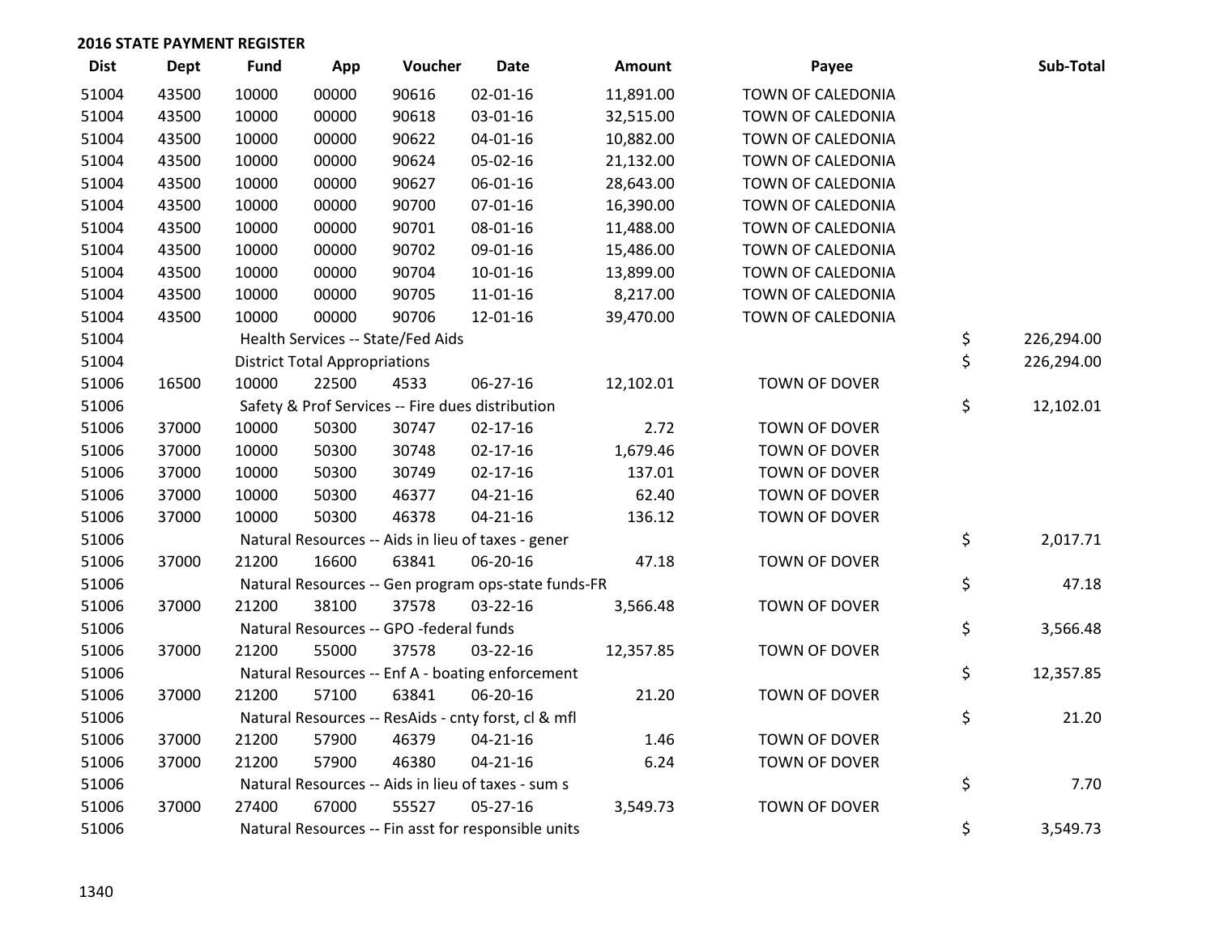## 2016 STATE PAYMENT REGISTER

| Dist | Dept | Fund | App | Voucher | Date | Amount | Payee | Sub-Total |
|---|---|---|---|---|---|---|---|---|
| 51004 | 43500 | 10000 | 00000 | 90616 | 02-01-16 | 11,891.00 | TOWN OF CALEDONIA | |
| 51004 | 43500 | 10000 | 00000 | 90618 | 03-01-16 | 32,515.00 | TOWN OF CALEDONIA | |
| 51004 | 43500 | 10000 | 00000 | 90622 | 04-01-16 | 10,882.00 | TOWN OF CALEDONIA | |
| 51004 | 43500 | 10000 | 00000 | 90624 | 05-02-16 | 21,132.00 | TOWN OF CALEDONIA | |
| 51004 | 43500 | 10000 | 00000 | 90627 | 06-01-16 | 28,643.00 | TOWN OF CALEDONIA | |
| 51004 | 43500 | 10000 | 00000 | 90700 | 07-01-16 | 16,390.00 | TOWN OF CALEDONIA | |
| 51004 | 43500 | 10000 | 00000 | 90701 | 08-01-16 | 11,488.00 | TOWN OF CALEDONIA | |
| 51004 | 43500 | 10000 | 00000 | 90702 | 09-01-16 | 15,486.00 | TOWN OF CALEDONIA | |
| 51004 | 43500 | 10000 | 00000 | 90704 | 10-01-16 | 13,899.00 | TOWN OF CALEDONIA | |
| 51004 | 43500 | 10000 | 00000 | 90705 | 11-01-16 | 8,217.00 | TOWN OF CALEDONIA | |
| 51004 | 43500 | 10000 | 00000 | 90706 | 12-01-16 | 39,470.00 | TOWN OF CALEDONIA | |
| 51004 | | Health Services -- State/Fed Aids | | | | | | $ 226,294.00 |
| 51004 | | District Total Appropriations | | | | | | $ 226,294.00 |
| 51006 | 16500 | 10000 | 22500 | 4533 | 06-27-16 | 12,102.01 | TOWN OF DOVER | |
| 51006 | | Safety & Prof Services -- Fire dues distribution | | | | | | $ 12,102.01 |
| 51006 | 37000 | 10000 | 50300 | 30747 | 02-17-16 | 2.72 | TOWN OF DOVER | |
| 51006 | 37000 | 10000 | 50300 | 30748 | 02-17-16 | 1,679.46 | TOWN OF DOVER | |
| 51006 | 37000 | 10000 | 50300 | 30749 | 02-17-16 | 137.01 | TOWN OF DOVER | |
| 51006 | 37000 | 10000 | 50300 | 46377 | 04-21-16 | 62.40 | TOWN OF DOVER | |
| 51006 | 37000 | 10000 | 50300 | 46378 | 04-21-16 | 136.12 | TOWN OF DOVER | |
| 51006 | | Natural Resources -- Aids in lieu of taxes - gener | | | | | | $ 2,017.71 |
| 51006 | 37000 | 21200 | 16600 | 63841 | 06-20-16 | 47.18 | TOWN OF DOVER | |
| 51006 | | Natural Resources -- Gen program ops-state funds-FR | | | | | | $ 47.18 |
| 51006 | 37000 | 21200 | 38100 | 37578 | 03-22-16 | 3,566.48 | TOWN OF DOVER | |
| 51006 | | Natural Resources -- GPO -federal funds | | | | | | $ 3,566.48 |
| 51006 | 37000 | 21200 | 55000 | 37578 | 03-22-16 | 12,357.85 | TOWN OF DOVER | |
| 51006 | | Natural Resources -- Enf A - boating enforcement | | | | | | $ 12,357.85 |
| 51006 | 37000 | 21200 | 57100 | 63841 | 06-20-16 | 21.20 | TOWN OF DOVER | |
| 51006 | | Natural Resources -- ResAids - cnty forst, cl & mfl | | | | | | $ 21.20 |
| 51006 | 37000 | 21200 | 57900 | 46379 | 04-21-16 | 1.46 | TOWN OF DOVER | |
| 51006 | 37000 | 21200 | 57900 | 46380 | 04-21-16 | 6.24 | TOWN OF DOVER | |
| 51006 | | Natural Resources -- Aids in lieu of taxes - sum s | | | | | | $ 7.70 |
| 51006 | 37000 | 27400 | 67000 | 55527 | 05-27-16 | 3,549.73 | TOWN OF DOVER | |
| 51006 | | Natural Resources -- Fin asst for responsible units | | | | | | $ 3,549.73 |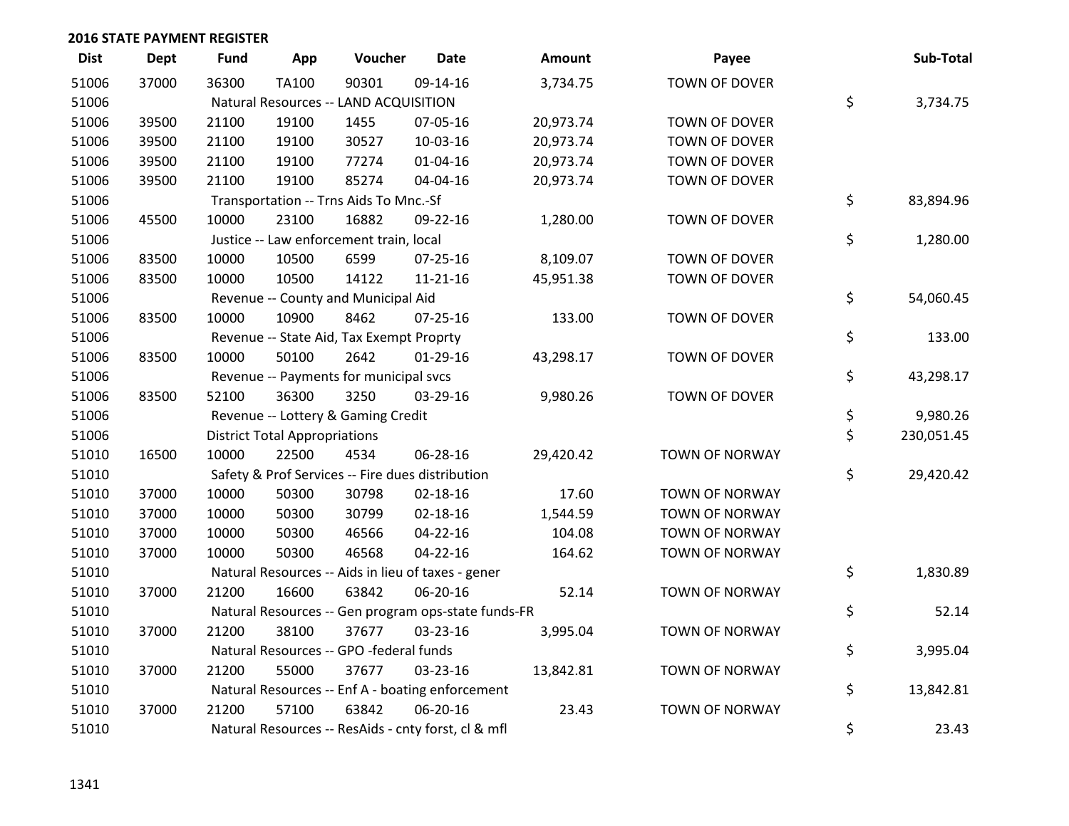## 2016 STATE PAYMENT REGISTER

| Dist | Dept | Fund | App | Voucher | Date | Amount | Payee | Sub-Total |
|---|---|---|---|---|---|---|---|---|
| 51006 | 37000 | 36300 | TA100 | 90301 | 09-14-16 | 3,734.75 | TOWN OF DOVER | |
| 51006 | | Natural Resources -- LAND ACQUISITION | | | | | | $ 3,734.75 |
| 51006 | 39500 | 21100 | 19100 | 1455 | 07-05-16 | 20,973.74 | TOWN OF DOVER | |
| 51006 | 39500 | 21100 | 19100 | 30527 | 10-03-16 | 20,973.74 | TOWN OF DOVER | |
| 51006 | 39500 | 21100 | 19100 | 77274 | 01-04-16 | 20,973.74 | TOWN OF DOVER | |
| 51006 | 39500 | 21100 | 19100 | 85274 | 04-04-16 | 20,973.74 | TOWN OF DOVER | |
| 51006 | | Transportation -- Trns Aids To Mnc.-Sf | | | | | | $ 83,894.96 |
| 51006 | 45500 | 10000 | 23100 | 16882 | 09-22-16 | 1,280.00 | TOWN OF DOVER | |
| 51006 | | Justice -- Law enforcement train, local | | | | | | $ 1,280.00 |
| 51006 | 83500 | 10000 | 10500 | 6599 | 07-25-16 | 8,109.07 | TOWN OF DOVER | |
| 51006 | 83500 | 10000 | 10500 | 14122 | 11-21-16 | 45,951.38 | TOWN OF DOVER | |
| 51006 | | Revenue -- County and Municipal Aid | | | | | | $ 54,060.45 |
| 51006 | 83500 | 10000 | 10900 | 8462 | 07-25-16 | 133.00 | TOWN OF DOVER | |
| 51006 | | Revenue -- State Aid, Tax Exempt Proprty | | | | | | $ 133.00 |
| 51006 | 83500 | 10000 | 50100 | 2642 | 01-29-16 | 43,298.17 | TOWN OF DOVER | |
| 51006 | | Revenue -- Payments for municipal svcs | | | | | | $ 43,298.17 |
| 51006 | 83500 | 52100 | 36300 | 3250 | 03-29-16 | 9,980.26 | TOWN OF DOVER | |
| 51006 | | Revenue -- Lottery & Gaming Credit | | | | | | $ 9,980.26 |
| 51006 | | District Total Appropriations | | | | | | $ 230,051.45 |
| 51010 | 16500 | 10000 | 22500 | 4534 | 06-28-16 | 29,420.42 | TOWN OF NORWAY | |
| 51010 | | Safety & Prof Services -- Fire dues distribution | | | | | | $ 29,420.42 |
| 51010 | 37000 | 10000 | 50300 | 30798 | 02-18-16 | 17.60 | TOWN OF NORWAY | |
| 51010 | 37000 | 10000 | 50300 | 30799 | 02-18-16 | 1,544.59 | TOWN OF NORWAY | |
| 51010 | 37000 | 10000 | 50300 | 46566 | 04-22-16 | 104.08 | TOWN OF NORWAY | |
| 51010 | 37000 | 10000 | 50300 | 46568 | 04-22-16 | 164.62 | TOWN OF NORWAY | |
| 51010 | | Natural Resources -- Aids in lieu of taxes - gener | | | | | | $ 1,830.89 |
| 51010 | 37000 | 21200 | 16600 | 63842 | 06-20-16 | 52.14 | TOWN OF NORWAY | |
| 51010 | | Natural Resources -- Gen program ops-state funds-FR | | | | | | $ 52.14 |
| 51010 | 37000 | 21200 | 38100 | 37677 | 03-23-16 | 3,995.04 | TOWN OF NORWAY | |
| 51010 | | Natural Resources -- GPO -federal funds | | | | | | $ 3,995.04 |
| 51010 | 37000 | 21200 | 55000 | 37677 | 03-23-16 | 13,842.81 | TOWN OF NORWAY | |
| 51010 | | Natural Resources -- Enf A - boating enforcement | | | | | | $ 13,842.81 |
| 51010 | 37000 | 21200 | 57100 | 63842 | 06-20-16 | 23.43 | TOWN OF NORWAY | |
| 51010 | | Natural Resources -- ResAids - cnty forst, cl & mfl | | | | | | $ 23.43 |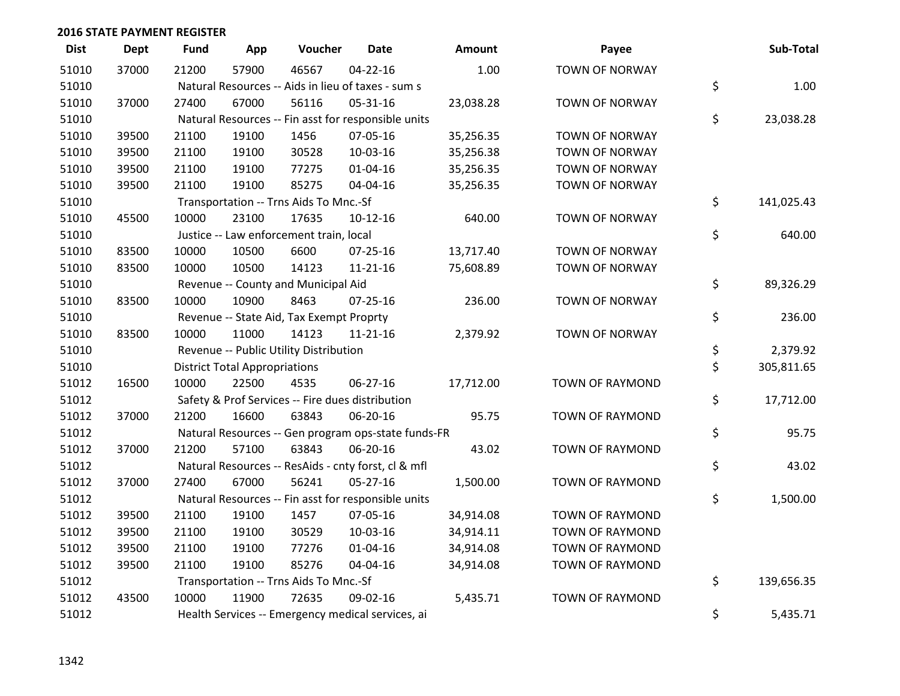## 2016 STATE PAYMENT REGISTER

| Dist | Dept | Fund | App | Voucher | Date | Amount | Payee | Sub-Total |
|---|---|---|---|---|---|---|---|---|
| 51010 | 37000 | 21200 | 57900 | 46567 | 04-22-16 | 1.00 | TOWN OF NORWAY | |
| 51010 | | Natural Resources -- Aids in lieu of taxes - sum s | | | | | | $ 1.00 |
| 51010 | 37000 | 27400 | 67000 | 56116 | 05-31-16 | 23,038.28 | TOWN OF NORWAY | |
| 51010 | | Natural Resources -- Fin asst for responsible units | | | | | | $ 23,038.28 |
| 51010 | 39500 | 21100 | 19100 | 1456 | 07-05-16 | 35,256.35 | TOWN OF NORWAY | |
| 51010 | 39500 | 21100 | 19100 | 30528 | 10-03-16 | 35,256.38 | TOWN OF NORWAY | |
| 51010 | 39500 | 21100 | 19100 | 77275 | 01-04-16 | 35,256.35 | TOWN OF NORWAY | |
| 51010 | 39500 | 21100 | 19100 | 85275 | 04-04-16 | 35,256.35 | TOWN OF NORWAY | |
| 51010 | | Transportation -- Trns Aids To Mnc.-Sf | | | | | | $ 141,025.43 |
| 51010 | 45500 | 10000 | 23100 | 17635 | 10-12-16 | 640.00 | TOWN OF NORWAY | |
| 51010 | | Justice -- Law enforcement train, local | | | | | | $ 640.00 |
| 51010 | 83500 | 10000 | 10500 | 6600 | 07-25-16 | 13,717.40 | TOWN OF NORWAY | |
| 51010 | 83500 | 10000 | 10500 | 14123 | 11-21-16 | 75,608.89 | TOWN OF NORWAY | |
| 51010 | | Revenue -- County and Municipal Aid | | | | | | $ 89,326.29 |
| 51010 | 83500 | 10000 | 10900 | 8463 | 07-25-16 | 236.00 | TOWN OF NORWAY | |
| 51010 | | Revenue -- State Aid, Tax Exempt Proprty | | | | | | $ 236.00 |
| 51010 | 83500 | 10000 | 11000 | 14123 | 11-21-16 | 2,379.92 | TOWN OF NORWAY | |
| 51010 | | Revenue -- Public Utility Distribution | | | | | | $ 2,379.92 |
| 51010 | | District Total Appropriations | | | | | | $ 305,811.65 |
| 51012 | 16500 | 10000 | 22500 | 4535 | 06-27-16 | 17,712.00 | TOWN OF RAYMOND | |
| 51012 | | Safety & Prof Services -- Fire dues distribution | | | | | | $ 17,712.00 |
| 51012 | 37000 | 21200 | 16600 | 63843 | 06-20-16 | 95.75 | TOWN OF RAYMOND | |
| 51012 | | Natural Resources -- Gen program ops-state funds-FR | | | | | | $ 95.75 |
| 51012 | 37000 | 21200 | 57100 | 63843 | 06-20-16 | 43.02 | TOWN OF RAYMOND | |
| 51012 | | Natural Resources -- ResAids - cnty forst, cl & mfl | | | | | | $ 43.02 |
| 51012 | 37000 | 27400 | 67000 | 56241 | 05-27-16 | 1,500.00 | TOWN OF RAYMOND | |
| 51012 | | Natural Resources -- Fin asst for responsible units | | | | | | $ 1,500.00 |
| 51012 | 39500 | 21100 | 19100 | 1457 | 07-05-16 | 34,914.08 | TOWN OF RAYMOND | |
| 51012 | 39500 | 21100 | 19100 | 30529 | 10-03-16 | 34,914.11 | TOWN OF RAYMOND | |
| 51012 | 39500 | 21100 | 19100 | 77276 | 01-04-16 | 34,914.08 | TOWN OF RAYMOND | |
| 51012 | 39500 | 21100 | 19100 | 85276 | 04-04-16 | 34,914.08 | TOWN OF RAYMOND | |
| 51012 | | Transportation -- Trns Aids To Mnc.-Sf | | | | | | $ 139,656.35 |
| 51012 | 43500 | 10000 | 11900 | 72635 | 09-02-16 | 5,435.71 | TOWN OF RAYMOND | |
| 51012 | | Health Services -- Emergency medical services, ai | | | | | | $ 5,435.71 |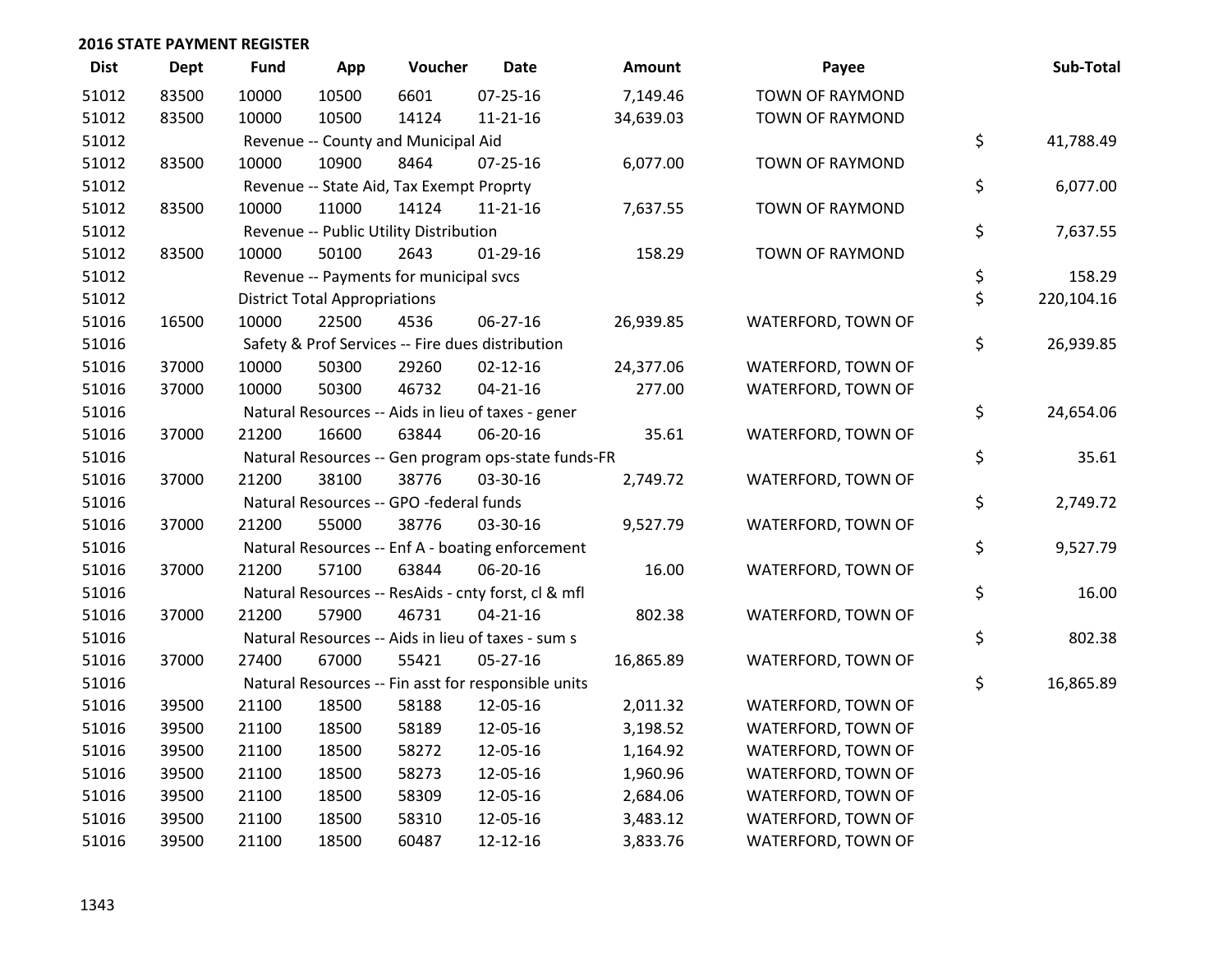## 2016 STATE PAYMENT REGISTER

| Dist | Dept | Fund | App | Voucher | Date | Amount | Payee | Sub-Total |
|---|---|---|---|---|---|---|---|---|
| 51012 | 83500 | 10000 | 10500 | 6601 | 07-25-16 | 7,149.46 | TOWN OF RAYMOND | |
| 51012 | 83500 | 10000 | 10500 | 14124 | 11-21-16 | 34,639.03 | TOWN OF RAYMOND | |
| 51012 | | Revenue -- County and Municipal Aid | | | | | | $ 41,788.49 |
| 51012 | 83500 | 10000 | 10900 | 8464 | 07-25-16 | 6,077.00 | TOWN OF RAYMOND | |
| 51012 | | Revenue -- State Aid, Tax Exempt Proprty | | | | | | $ 6,077.00 |
| 51012 | 83500 | 10000 | 11000 | 14124 | 11-21-16 | 7,637.55 | TOWN OF RAYMOND | |
| 51012 | | Revenue -- Public Utility Distribution | | | | | | $ 7,637.55 |
| 51012 | 83500 | 10000 | 50100 | 2643 | 01-29-16 | 158.29 | TOWN OF RAYMOND | |
| 51012 | | Revenue -- Payments for municipal svcs | | | | | | $ 158.29 |
| 51012 | | District Total Appropriations | | | | | | $ 220,104.16 |
| 51016 | 16500 | 10000 | 22500 | 4536 | 06-27-16 | 26,939.85 | WATERFORD, TOWN OF | |
| 51016 | | Safety & Prof Services -- Fire dues distribution | | | | | | $ 26,939.85 |
| 51016 | 37000 | 10000 | 50300 | 29260 | 02-12-16 | 24,377.06 | WATERFORD, TOWN OF | |
| 51016 | 37000 | 10000 | 50300 | 46732 | 04-21-16 | 277.00 | WATERFORD, TOWN OF | |
| 51016 | | Natural Resources -- Aids in lieu of taxes - gener | | | | | | $ 24,654.06 |
| 51016 | 37000 | 21200 | 16600 | 63844 | 06-20-16 | 35.61 | WATERFORD, TOWN OF | |
| 51016 | | Natural Resources -- Gen program ops-state funds-FR | | | | | | $ 35.61 |
| 51016 | 37000 | 21200 | 38100 | 38776 | 03-30-16 | 2,749.72 | WATERFORD, TOWN OF | |
| 51016 | | Natural Resources -- GPO -federal funds | | | | | | $ 2,749.72 |
| 51016 | 37000 | 21200 | 55000 | 38776 | 03-30-16 | 9,527.79 | WATERFORD, TOWN OF | |
| 51016 | | Natural Resources -- Enf A - boating enforcement | | | | | | $ 9,527.79 |
| 51016 | 37000 | 21200 | 57100 | 63844 | 06-20-16 | 16.00 | WATERFORD, TOWN OF | |
| 51016 | | Natural Resources -- ResAids - cnty forst, cl & mfl | | | | | | $ 16.00 |
| 51016 | 37000 | 21200 | 57900 | 46731 | 04-21-16 | 802.38 | WATERFORD, TOWN OF | |
| 51016 | | Natural Resources -- Aids in lieu of taxes - sum s | | | | | | $ 802.38 |
| 51016 | 37000 | 27400 | 67000 | 55421 | 05-27-16 | 16,865.89 | WATERFORD, TOWN OF | |
| 51016 | | Natural Resources -- Fin asst for responsible units | | | | | | $ 16,865.89 |
| 51016 | 39500 | 21100 | 18500 | 58188 | 12-05-16 | 2,011.32 | WATERFORD, TOWN OF | |
| 51016 | 39500 | 21100 | 18500 | 58189 | 12-05-16 | 3,198.52 | WATERFORD, TOWN OF | |
| 51016 | 39500 | 21100 | 18500 | 58272 | 12-05-16 | 1,164.92 | WATERFORD, TOWN OF | |
| 51016 | 39500 | 21100 | 18500 | 58273 | 12-05-16 | 1,960.96 | WATERFORD, TOWN OF | |
| 51016 | 39500 | 21100 | 18500 | 58309 | 12-05-16 | 2,684.06 | WATERFORD, TOWN OF | |
| 51016 | 39500 | 21100 | 18500 | 58310 | 12-05-16 | 3,483.12 | WATERFORD, TOWN OF | |
| 51016 | 39500 | 21100 | 18500 | 60487 | 12-12-16 | 3,833.76 | WATERFORD, TOWN OF | |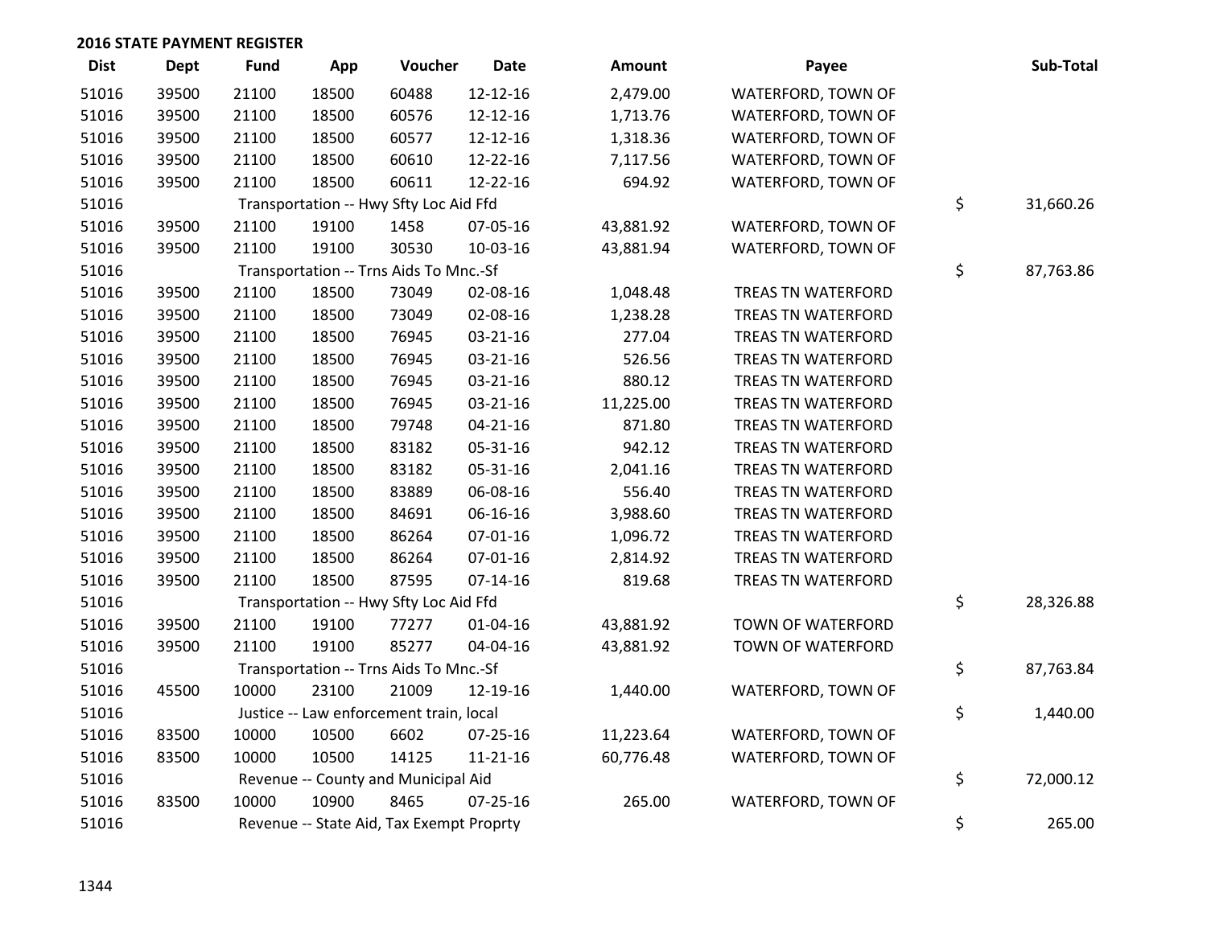## 2016 STATE PAYMENT REGISTER

| Dist | Dept | Fund | App | Voucher | Date | Amount | Payee | Sub-Total |
|---|---|---|---|---|---|---|---|---|
| 51016 | 39500 | 21100 | 18500 | 60488 | 12-12-16 | 2,479.00 | WATERFORD, TOWN OF | |
| 51016 | 39500 | 21100 | 18500 | 60576 | 12-12-16 | 1,713.76 | WATERFORD, TOWN OF | |
| 51016 | 39500 | 21100 | 18500 | 60577 | 12-12-16 | 1,318.36 | WATERFORD, TOWN OF | |
| 51016 | 39500 | 21100 | 18500 | 60610 | 12-22-16 | 7,117.56 | WATERFORD, TOWN OF | |
| 51016 | 39500 | 21100 | 18500 | 60611 | 12-22-16 | 694.92 | WATERFORD, TOWN OF | |
| 51016 | | Transportation -- Hwy Sfty Loc Aid Ffd | | | | | | $ 31,660.26 |
| 51016 | 39500 | 21100 | 19100 | 1458 | 07-05-16 | 43,881.92 | WATERFORD, TOWN OF | |
| 51016 | 39500 | 21100 | 19100 | 30530 | 10-03-16 | 43,881.94 | WATERFORD, TOWN OF | |
| 51016 | | Transportation -- Trns Aids To Mnc.-Sf | | | | | | $ 87,763.86 |
| 51016 | 39500 | 21100 | 18500 | 73049 | 02-08-16 | 1,048.48 | TREAS TN WATERFORD | |
| 51016 | 39500 | 21100 | 18500 | 73049 | 02-08-16 | 1,238.28 | TREAS TN WATERFORD | |
| 51016 | 39500 | 21100 | 18500 | 76945 | 03-21-16 | 277.04 | TREAS TN WATERFORD | |
| 51016 | 39500 | 21100 | 18500 | 76945 | 03-21-16 | 526.56 | TREAS TN WATERFORD | |
| 51016 | 39500 | 21100 | 18500 | 76945 | 03-21-16 | 880.12 | TREAS TN WATERFORD | |
| 51016 | 39500 | 21100 | 18500 | 76945 | 03-21-16 | 11,225.00 | TREAS TN WATERFORD | |
| 51016 | 39500 | 21100 | 18500 | 79748 | 04-21-16 | 871.80 | TREAS TN WATERFORD | |
| 51016 | 39500 | 21100 | 18500 | 83182 | 05-31-16 | 942.12 | TREAS TN WATERFORD | |
| 51016 | 39500 | 21100 | 18500 | 83182 | 05-31-16 | 2,041.16 | TREAS TN WATERFORD | |
| 51016 | 39500 | 21100 | 18500 | 83889 | 06-08-16 | 556.40 | TREAS TN WATERFORD | |
| 51016 | 39500 | 21100 | 18500 | 84691 | 06-16-16 | 3,988.60 | TREAS TN WATERFORD | |
| 51016 | 39500 | 21100 | 18500 | 86264 | 07-01-16 | 1,096.72 | TREAS TN WATERFORD | |
| 51016 | 39500 | 21100 | 18500 | 86264 | 07-01-16 | 2,814.92 | TREAS TN WATERFORD | |
| 51016 | 39500 | 21100 | 18500 | 87595 | 07-14-16 | 819.68 | TREAS TN WATERFORD | |
| 51016 | | Transportation -- Hwy Sfty Loc Aid Ffd | | | | | | $ 28,326.88 |
| 51016 | 39500 | 21100 | 19100 | 77277 | 01-04-16 | 43,881.92 | TOWN OF WATERFORD | |
| 51016 | 39500 | 21100 | 19100 | 85277 | 04-04-16 | 43,881.92 | TOWN OF WATERFORD | |
| 51016 | | Transportation -- Trns Aids To Mnc.-Sf | | | | | | $ 87,763.84 |
| 51016 | 45500 | 10000 | 23100 | 21009 | 12-19-16 | 1,440.00 | WATERFORD, TOWN OF | |
| 51016 | | Justice -- Law enforcement train, local | | | | | | $ 1,440.00 |
| 51016 | 83500 | 10000 | 10500 | 6602 | 07-25-16 | 11,223.64 | WATERFORD, TOWN OF | |
| 51016 | 83500 | 10000 | 10500 | 14125 | 11-21-16 | 60,776.48 | WATERFORD, TOWN OF | |
| 51016 | | Revenue -- County and Municipal Aid | | | | | | $ 72,000.12 |
| 51016 | 83500 | 10000 | 10900 | 8465 | 07-25-16 | 265.00 | WATERFORD, TOWN OF | |
| 51016 | | Revenue -- State Aid, Tax Exempt Proprty | | | | | | $ 265.00 |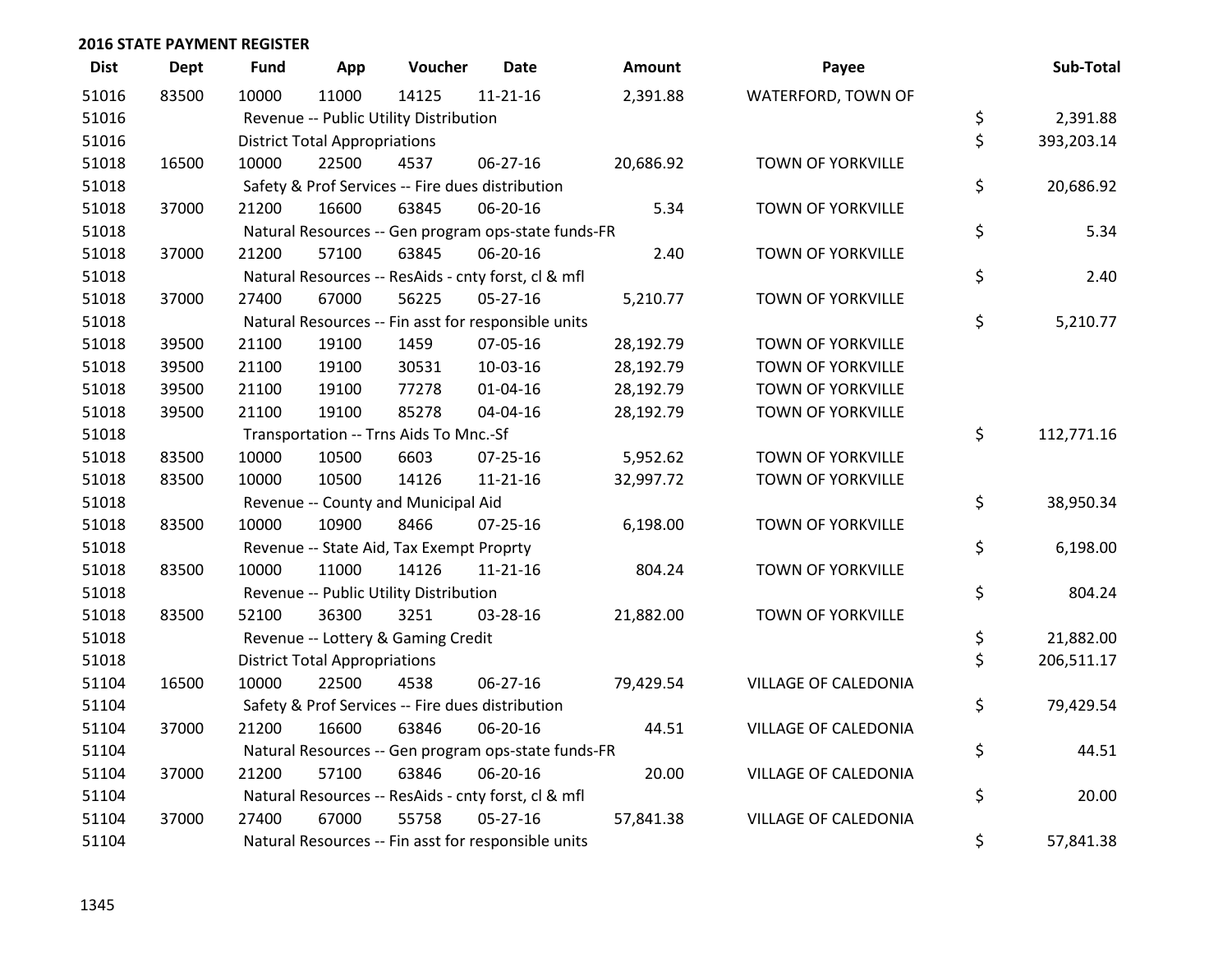## 2016 STATE PAYMENT REGISTER

| Dist | Dept | Fund | App | Voucher | Date | Amount | Payee | Sub-Total |
|---|---|---|---|---|---|---|---|---|
| 51016 | 83500 | 10000 | 11000 | 14125 | 11-21-16 | 2,391.88 | WATERFORD, TOWN OF | |
| 51016 | | Revenue -- Public Utility Distribution | | | | | | $ 2,391.88 |
| 51016 | | District Total Appropriations | | | | | | $ 393,203.14 |
| 51018 | 16500 | 10000 | 22500 | 4537 | 06-27-16 | 20,686.92 | TOWN OF YORKVILLE | |
| 51018 | | Safety & Prof Services -- Fire dues distribution | | | | | | $ 20,686.92 |
| 51018 | 37000 | 21200 | 16600 | 63845 | 06-20-16 | 5.34 | TOWN OF YORKVILLE | |
| 51018 | | Natural Resources -- Gen program ops-state funds-FR | | | | | | $ 5.34 |
| 51018 | 37000 | 21200 | 57100 | 63845 | 06-20-16 | 2.40 | TOWN OF YORKVILLE | |
| 51018 | | Natural Resources -- ResAids - cnty forst, cl & mfl | | | | | | $ 2.40 |
| 51018 | 37000 | 27400 | 67000 | 56225 | 05-27-16 | 5,210.77 | TOWN OF YORKVILLE | |
| 51018 | | Natural Resources -- Fin asst for responsible units | | | | | | $ 5,210.77 |
| 51018 | 39500 | 21100 | 19100 | 1459 | 07-05-16 | 28,192.79 | TOWN OF YORKVILLE | |
| 51018 | 39500 | 21100 | 19100 | 30531 | 10-03-16 | 28,192.79 | TOWN OF YORKVILLE | |
| 51018 | 39500 | 21100 | 19100 | 77278 | 01-04-16 | 28,192.79 | TOWN OF YORKVILLE | |
| 51018 | 39500 | 21100 | 19100 | 85278 | 04-04-16 | 28,192.79 | TOWN OF YORKVILLE | |
| 51018 | | Transportation -- Trns Aids To Mnc.-Sf | | | | | | $ 112,771.16 |
| 51018 | 83500 | 10000 | 10500 | 6603 | 07-25-16 | 5,952.62 | TOWN OF YORKVILLE | |
| 51018 | 83500 | 10000 | 10500 | 14126 | 11-21-16 | 32,997.72 | TOWN OF YORKVILLE | |
| 51018 | | Revenue -- County and Municipal Aid | | | | | | $ 38,950.34 |
| 51018 | 83500 | 10000 | 10900 | 8466 | 07-25-16 | 6,198.00 | TOWN OF YORKVILLE | |
| 51018 | | Revenue -- State Aid, Tax Exempt Proprty | | | | | | $ 6,198.00 |
| 51018 | 83500 | 10000 | 11000 | 14126 | 11-21-16 | 804.24 | TOWN OF YORKVILLE | |
| 51018 | | Revenue -- Public Utility Distribution | | | | | | $ 804.24 |
| 51018 | 83500 | 52100 | 36300 | 3251 | 03-28-16 | 21,882.00 | TOWN OF YORKVILLE | |
| 51018 | | Revenue -- Lottery & Gaming Credit | | | | | | $ 21,882.00 |
| 51018 | | District Total Appropriations | | | | | | $ 206,511.17 |
| 51104 | 16500 | 10000 | 22500 | 4538 | 06-27-16 | 79,429.54 | VILLAGE OF CALEDONIA | |
| 51104 | | Safety & Prof Services -- Fire dues distribution | | | | | | $ 79,429.54 |
| 51104 | 37000 | 21200 | 16600 | 63846 | 06-20-16 | 44.51 | VILLAGE OF CALEDONIA | |
| 51104 | | Natural Resources -- Gen program ops-state funds-FR | | | | | | $ 44.51 |
| 51104 | 37000 | 21200 | 57100 | 63846 | 06-20-16 | 20.00 | VILLAGE OF CALEDONIA | |
| 51104 | | Natural Resources -- ResAids - cnty forst, cl & mfl | | | | | | $ 20.00 |
| 51104 | 37000 | 27400 | 67000 | 55758 | 05-27-16 | 57,841.38 | VILLAGE OF CALEDONIA | |
| 51104 | | Natural Resources -- Fin asst for responsible units | | | | | | $ 57,841.38 |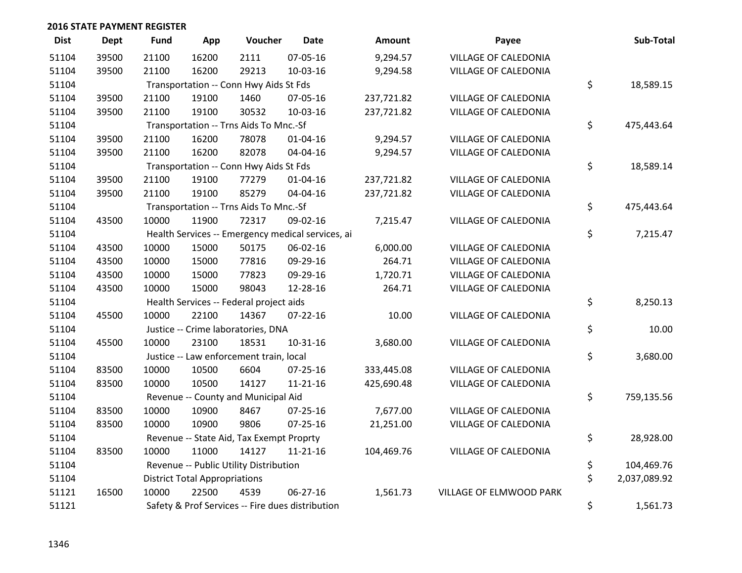## 2016 STATE PAYMENT REGISTER

| Dist | Dept | Fund | App | Voucher | Date | Amount | Payee | Sub-Total |
|---|---|---|---|---|---|---|---|---|
| 51104 | 39500 | 21100 | 16200 | 2111 | 07-05-16 | 9,294.57 | VILLAGE OF CALEDONIA | |
| 51104 | 39500 | 21100 | 16200 | 29213 | 10-03-16 | 9,294.58 | VILLAGE OF CALEDONIA | |
| 51104 | | Transportation -- Conn Hwy Aids St Fds | | | | | | $ 18,589.15 |
| 51104 | 39500 | 21100 | 19100 | 1460 | 07-05-16 | 237,721.82 | VILLAGE OF CALEDONIA | |
| 51104 | 39500 | 21100 | 19100 | 30532 | 10-03-16 | 237,721.82 | VILLAGE OF CALEDONIA | |
| 51104 | | Transportation -- Trns Aids To Mnc.-Sf | | | | | | $ 475,443.64 |
| 51104 | 39500 | 21100 | 16200 | 78078 | 01-04-16 | 9,294.57 | VILLAGE OF CALEDONIA | |
| 51104 | 39500 | 21100 | 16200 | 82078 | 04-04-16 | 9,294.57 | VILLAGE OF CALEDONIA | |
| 51104 | | Transportation -- Conn Hwy Aids St Fds | | | | | | $ 18,589.14 |
| 51104 | 39500 | 21100 | 19100 | 77279 | 01-04-16 | 237,721.82 | VILLAGE OF CALEDONIA | |
| 51104 | 39500 | 21100 | 19100 | 85279 | 04-04-16 | 237,721.82 | VILLAGE OF CALEDONIA | |
| 51104 | | Transportation -- Trns Aids To Mnc.-Sf | | | | | | $ 475,443.64 |
| 51104 | 43500 | 10000 | 11900 | 72317 | 09-02-16 | 7,215.47 | VILLAGE OF CALEDONIA | |
| 51104 | | Health Services -- Emergency medical services, ai | | | | | | $ 7,215.47 |
| 51104 | 43500 | 10000 | 15000 | 50175 | 06-02-16 | 6,000.00 | VILLAGE OF CALEDONIA | |
| 51104 | 43500 | 10000 | 15000 | 77816 | 09-29-16 | 264.71 | VILLAGE OF CALEDONIA | |
| 51104 | 43500 | 10000 | 15000 | 77823 | 09-29-16 | 1,720.71 | VILLAGE OF CALEDONIA | |
| 51104 | 43500 | 10000 | 15000 | 98043 | 12-28-16 | 264.71 | VILLAGE OF CALEDONIA | |
| 51104 | | Health Services -- Federal project aids | | | | | | $ 8,250.13 |
| 51104 | 45500 | 10000 | 22100 | 14367 | 07-22-16 | 10.00 | VILLAGE OF CALEDONIA | |
| 51104 | | Justice -- Crime laboratories, DNA | | | | | | $ 10.00 |
| 51104 | 45500 | 10000 | 23100 | 18531 | 10-31-16 | 3,680.00 | VILLAGE OF CALEDONIA | |
| 51104 | | Justice -- Law enforcement train, local | | | | | | $ 3,680.00 |
| 51104 | 83500 | 10000 | 10500 | 6604 | 07-25-16 | 333,445.08 | VILLAGE OF CALEDONIA | |
| 51104 | 83500 | 10000 | 10500 | 14127 | 11-21-16 | 425,690.48 | VILLAGE OF CALEDONIA | |
| 51104 | | Revenue -- County and Municipal Aid | | | | | | $ 759,135.56 |
| 51104 | 83500 | 10000 | 10900 | 8467 | 07-25-16 | 7,677.00 | VILLAGE OF CALEDONIA | |
| 51104 | 83500 | 10000 | 10900 | 9806 | 07-25-16 | 21,251.00 | VILLAGE OF CALEDONIA | |
| 51104 | | Revenue -- State Aid, Tax Exempt Proprty | | | | | | $ 28,928.00 |
| 51104 | 83500 | 10000 | 11000 | 14127 | 11-21-16 | 104,469.76 | VILLAGE OF CALEDONIA | |
| 51104 | | Revenue -- Public Utility Distribution | | | | | | $ 104,469.76 |
| 51104 | | District Total Appropriations | | | | | | $ 2,037,089.92 |
| 51121 | 16500 | 10000 | 22500 | 4539 | 06-27-16 | 1,561.73 | VILLAGE OF ELMWOOD PARK | |
| 51121 | | Safety & Prof Services -- Fire dues distribution | | | | | | $ 1,561.73 |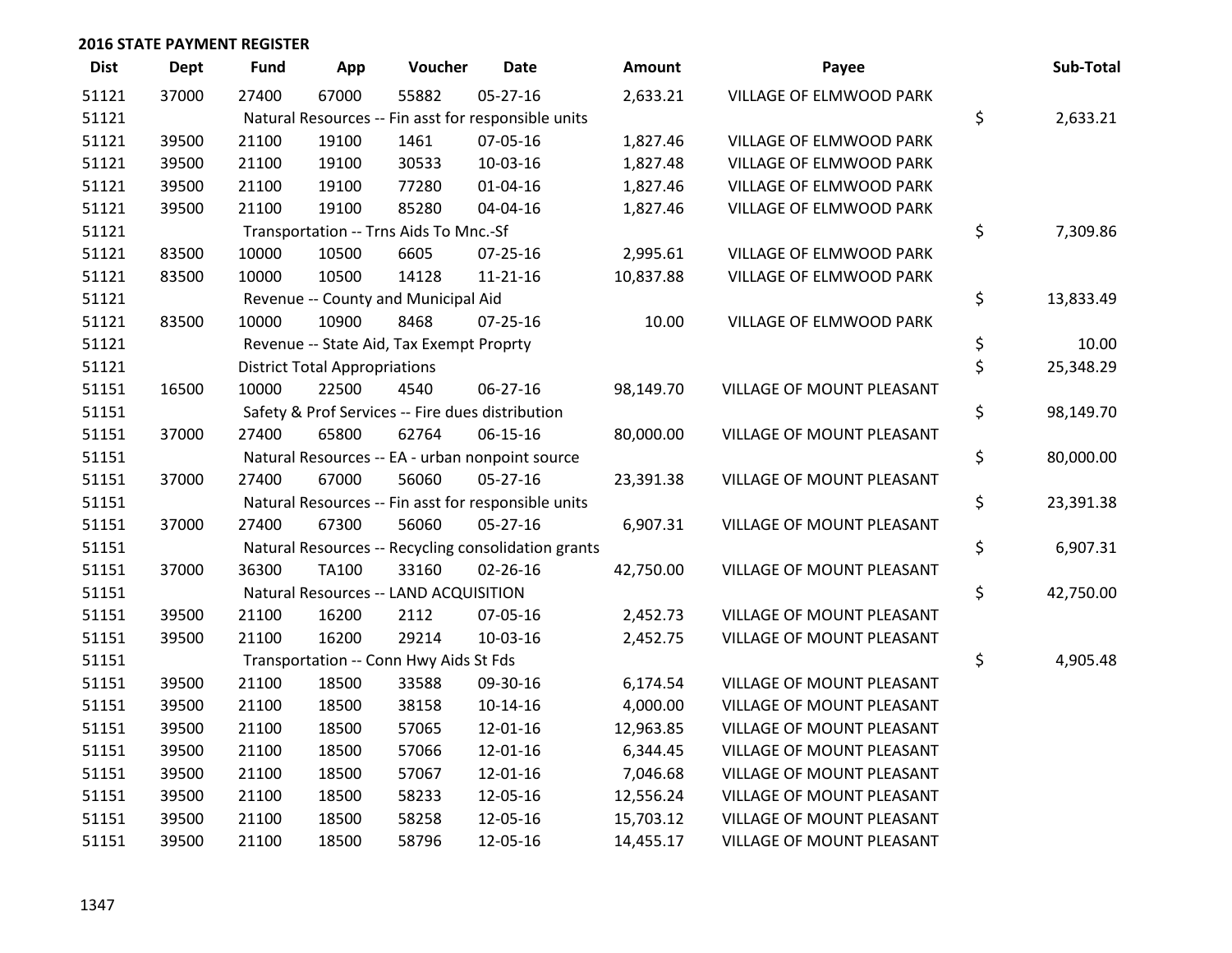## 2016 STATE PAYMENT REGISTER

| Dist | Dept | Fund | App | Voucher | Date | Amount | Payee | Sub-Total |
|---|---|---|---|---|---|---|---|---|
| 51121 | 37000 | 27400 | 67000 | 55882 | 05-27-16 | 2,633.21 | VILLAGE OF ELMWOOD PARK | |
| 51121 | | Natural Resources -- Fin asst for responsible units | | | | | | $ 2,633.21 |
| 51121 | 39500 | 21100 | 19100 | 1461 | 07-05-16 | 1,827.46 | VILLAGE OF ELMWOOD PARK | |
| 51121 | 39500 | 21100 | 19100 | 30533 | 10-03-16 | 1,827.48 | VILLAGE OF ELMWOOD PARK | |
| 51121 | 39500 | 21100 | 19100 | 77280 | 01-04-16 | 1,827.46 | VILLAGE OF ELMWOOD PARK | |
| 51121 | 39500 | 21100 | 19100 | 85280 | 04-04-16 | 1,827.46 | VILLAGE OF ELMWOOD PARK | |
| 51121 | | Transportation -- Trns Aids To Mnc.-Sf | | | | | | $ 7,309.86 |
| 51121 | 83500 | 10000 | 10500 | 6605 | 07-25-16 | 2,995.61 | VILLAGE OF ELMWOOD PARK | |
| 51121 | 83500 | 10000 | 10500 | 14128 | 11-21-16 | 10,837.88 | VILLAGE OF ELMWOOD PARK | |
| 51121 | | Revenue -- County and Municipal Aid | | | | | | $ 13,833.49 |
| 51121 | 83500 | 10000 | 10900 | 8468 | 07-25-16 | 10.00 | VILLAGE OF ELMWOOD PARK | |
| 51121 | | Revenue -- State Aid, Tax Exempt Proprty | | | | | | $ 10.00 |
| 51121 | | District Total Appropriations | | | | | | $ 25,348.29 |
| 51151 | 16500 | 10000 | 22500 | 4540 | 06-27-16 | 98,149.70 | VILLAGE OF MOUNT PLEASANT | |
| 51151 | | Safety & Prof Services -- Fire dues distribution | | | | | | $ 98,149.70 |
| 51151 | 37000 | 27400 | 65800 | 62764 | 06-15-16 | 80,000.00 | VILLAGE OF MOUNT PLEASANT | |
| 51151 | | Natural Resources -- EA - urban nonpoint source | | | | | | $ 80,000.00 |
| 51151 | 37000 | 27400 | 67000 | 56060 | 05-27-16 | 23,391.38 | VILLAGE OF MOUNT PLEASANT | |
| 51151 | | Natural Resources -- Fin asst for responsible units | | | | | | $ 23,391.38 |
| 51151 | 37000 | 27400 | 67300 | 56060 | 05-27-16 | 6,907.31 | VILLAGE OF MOUNT PLEASANT | |
| 51151 | | Natural Resources -- Recycling consolidation grants | | | | | | $ 6,907.31 |
| 51151 | 37000 | 36300 | TA100 | 33160 | 02-26-16 | 42,750.00 | VILLAGE OF MOUNT PLEASANT | |
| 51151 | | Natural Resources -- LAND ACQUISITION | | | | | | $ 42,750.00 |
| 51151 | 39500 | 21100 | 16200 | 2112 | 07-05-16 | 2,452.73 | VILLAGE OF MOUNT PLEASANT | |
| 51151 | 39500 | 21100 | 16200 | 29214 | 10-03-16 | 2,452.75 | VILLAGE OF MOUNT PLEASANT | |
| 51151 | | Transportation -- Conn Hwy Aids St Fds | | | | | | $ 4,905.48 |
| 51151 | 39500 | 21100 | 18500 | 33588 | 09-30-16 | 6,174.54 | VILLAGE OF MOUNT PLEASANT | |
| 51151 | 39500 | 21100 | 18500 | 38158 | 10-14-16 | 4,000.00 | VILLAGE OF MOUNT PLEASANT | |
| 51151 | 39500 | 21100 | 18500 | 57065 | 12-01-16 | 12,963.85 | VILLAGE OF MOUNT PLEASANT | |
| 51151 | 39500 | 21100 | 18500 | 57066 | 12-01-16 | 6,344.45 | VILLAGE OF MOUNT PLEASANT | |
| 51151 | 39500 | 21100 | 18500 | 57067 | 12-01-16 | 7,046.68 | VILLAGE OF MOUNT PLEASANT | |
| 51151 | 39500 | 21100 | 18500 | 58233 | 12-05-16 | 12,556.24 | VILLAGE OF MOUNT PLEASANT | |
| 51151 | 39500 | 21100 | 18500 | 58258 | 12-05-16 | 15,703.12 | VILLAGE OF MOUNT PLEASANT | |
| 51151 | 39500 | 21100 | 18500 | 58796 | 12-05-16 | 14,455.17 | VILLAGE OF MOUNT PLEASANT | |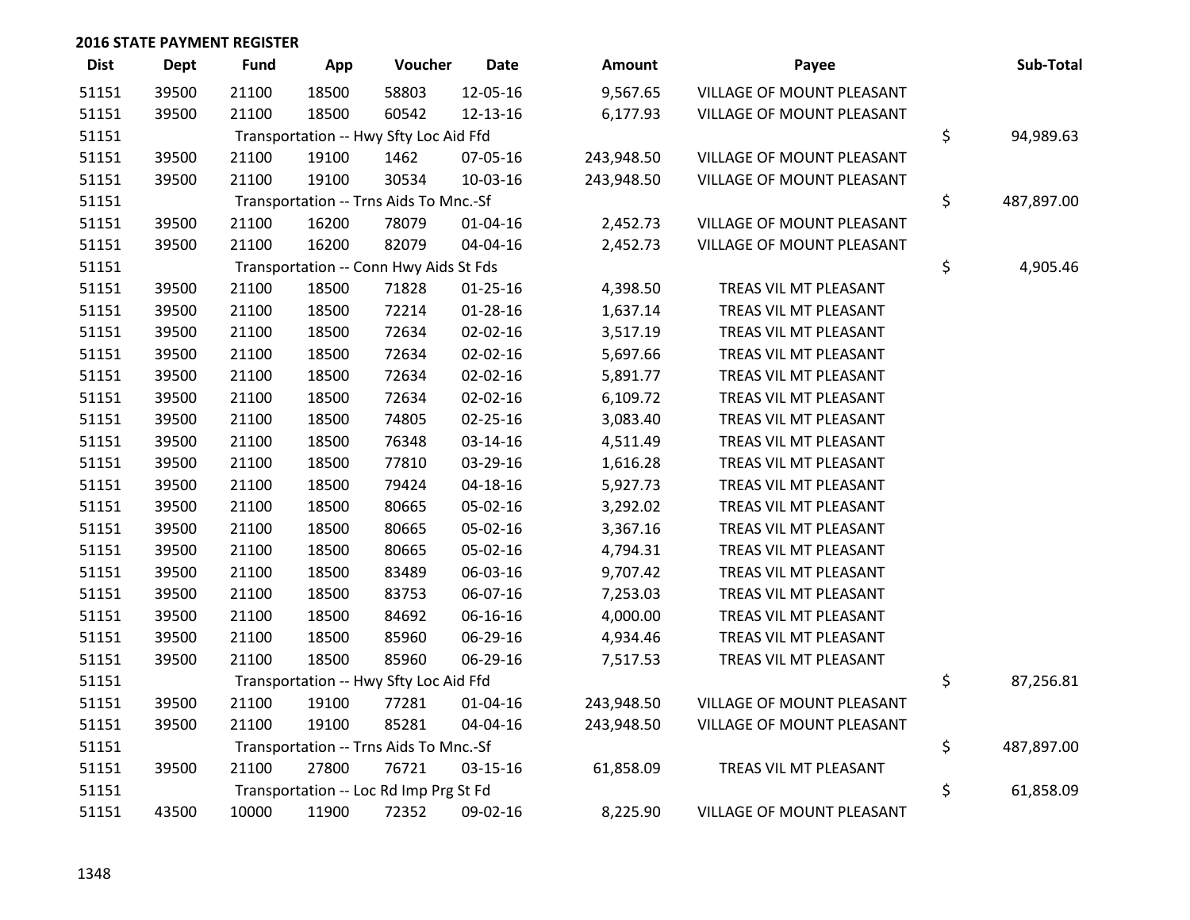## 2016 STATE PAYMENT REGISTER

| Dist | Dept | Fund | App | Voucher | Date | Amount | Payee | Sub-Total |
|---|---|---|---|---|---|---|---|---|
| 51151 | 39500 | 21100 | 18500 | 58803 | 12-05-16 | 9,567.65 | VILLAGE OF MOUNT PLEASANT | |
| 51151 | 39500 | 21100 | 18500 | 60542 | 12-13-16 | 6,177.93 | VILLAGE OF MOUNT PLEASANT | |
| 51151 | | Transportation -- Hwy Sfty Loc Aid Ffd | | | | | | $ 94,989.63 |
| 51151 | 39500 | 21100 | 19100 | 1462 | 07-05-16 | 243,948.50 | VILLAGE OF MOUNT PLEASANT | |
| 51151 | 39500 | 21100 | 19100 | 30534 | 10-03-16 | 243,948.50 | VILLAGE OF MOUNT PLEASANT | |
| 51151 | | Transportation -- Trns Aids To Mnc.-Sf | | | | | | $ 487,897.00 |
| 51151 | 39500 | 21100 | 16200 | 78079 | 01-04-16 | 2,452.73 | VILLAGE OF MOUNT PLEASANT | |
| 51151 | 39500 | 21100 | 16200 | 82079 | 04-04-16 | 2,452.73 | VILLAGE OF MOUNT PLEASANT | |
| 51151 | | Transportation -- Conn Hwy Aids St Fds | | | | | | $ 4,905.46 |
| 51151 | 39500 | 21100 | 18500 | 71828 | 01-25-16 | 4,398.50 | TREAS VIL MT PLEASANT | |
| 51151 | 39500 | 21100 | 18500 | 72214 | 01-28-16 | 1,637.14 | TREAS VIL MT PLEASANT | |
| 51151 | 39500 | 21100 | 18500 | 72634 | 02-02-16 | 3,517.19 | TREAS VIL MT PLEASANT | |
| 51151 | 39500 | 21100 | 18500 | 72634 | 02-02-16 | 5,697.66 | TREAS VIL MT PLEASANT | |
| 51151 | 39500 | 21100 | 18500 | 72634 | 02-02-16 | 5,891.77 | TREAS VIL MT PLEASANT | |
| 51151 | 39500 | 21100 | 18500 | 72634 | 02-02-16 | 6,109.72 | TREAS VIL MT PLEASANT | |
| 51151 | 39500 | 21100 | 18500 | 74805 | 02-25-16 | 3,083.40 | TREAS VIL MT PLEASANT | |
| 51151 | 39500 | 21100 | 18500 | 76348 | 03-14-16 | 4,511.49 | TREAS VIL MT PLEASANT | |
| 51151 | 39500 | 21100 | 18500 | 77810 | 03-29-16 | 1,616.28 | TREAS VIL MT PLEASANT | |
| 51151 | 39500 | 21100 | 18500 | 79424 | 04-18-16 | 5,927.73 | TREAS VIL MT PLEASANT | |
| 51151 | 39500 | 21100 | 18500 | 80665 | 05-02-16 | 3,292.02 | TREAS VIL MT PLEASANT | |
| 51151 | 39500 | 21100 | 18500 | 80665 | 05-02-16 | 3,367.16 | TREAS VIL MT PLEASANT | |
| 51151 | 39500 | 21100 | 18500 | 80665 | 05-02-16 | 4,794.31 | TREAS VIL MT PLEASANT | |
| 51151 | 39500 | 21100 | 18500 | 83489 | 06-03-16 | 9,707.42 | TREAS VIL MT PLEASANT | |
| 51151 | 39500 | 21100 | 18500 | 83753 | 06-07-16 | 7,253.03 | TREAS VIL MT PLEASANT | |
| 51151 | 39500 | 21100 | 18500 | 84692 | 06-16-16 | 4,000.00 | TREAS VIL MT PLEASANT | |
| 51151 | 39500 | 21100 | 18500 | 85960 | 06-29-16 | 4,934.46 | TREAS VIL MT PLEASANT | |
| 51151 | 39500 | 21100 | 18500 | 85960 | 06-29-16 | 7,517.53 | TREAS VIL MT PLEASANT | |
| 51151 | | Transportation -- Hwy Sfty Loc Aid Ffd | | | | | | $ 87,256.81 |
| 51151 | 39500 | 21100 | 19100 | 77281 | 01-04-16 | 243,948.50 | VILLAGE OF MOUNT PLEASANT | |
| 51151 | 39500 | 21100 | 19100 | 85281 | 04-04-16 | 243,948.50 | VILLAGE OF MOUNT PLEASANT | |
| 51151 | | Transportation -- Trns Aids To Mnc.-Sf | | | | | | $ 487,897.00 |
| 51151 | 39500 | 21100 | 27800 | 76721 | 03-15-16 | 61,858.09 | TREAS VIL MT PLEASANT | |
| 51151 | | Transportation -- Loc Rd Imp Prg St Fd | | | | | | $ 61,858.09 |
| 51151 | 43500 | 10000 | 11900 | 72352 | 09-02-16 | 8,225.90 | VILLAGE OF MOUNT PLEASANT | |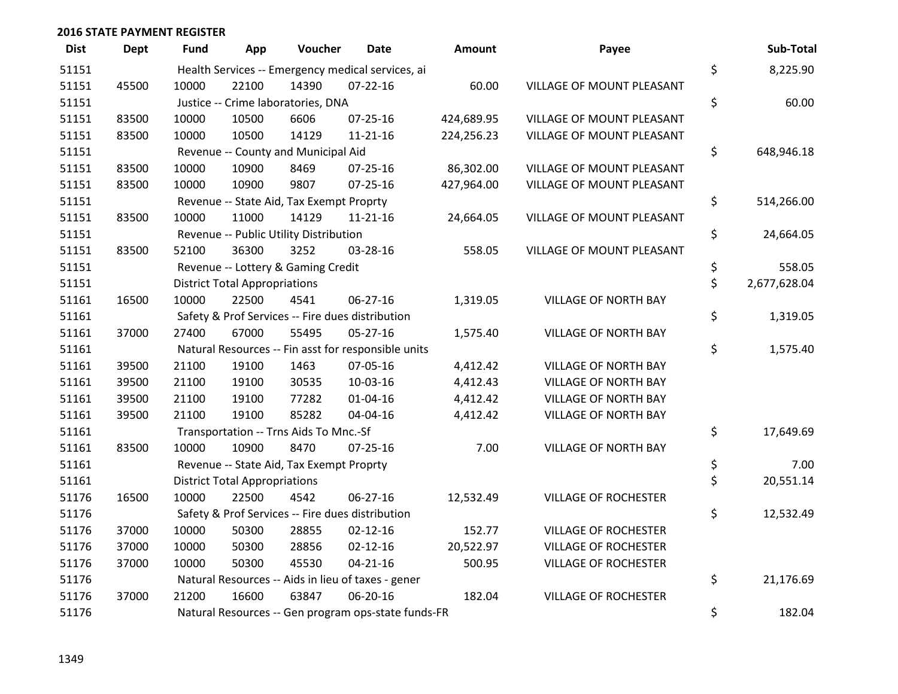## 2016 STATE PAYMENT REGISTER

| Dist | Dept | Fund | App | Voucher | Date | Amount | Payee | Sub-Total |
|---|---|---|---|---|---|---|---|---|
| 51151 | | Health Services -- Emergency medical services, ai | | | | | | $ 8,225.90 |
| 51151 | 45500 | 10000 | 22100 | 14390 | 07-22-16 | 60.00 | VILLAGE OF MOUNT PLEASANT | |
| 51151 | | Justice -- Crime laboratories, DNA | | | | | | $ 60.00 |
| 51151 | 83500 | 10000 | 10500 | 6606 | 07-25-16 | 424,689.95 | VILLAGE OF MOUNT PLEASANT | |
| 51151 | 83500 | 10000 | 10500 | 14129 | 11-21-16 | 224,256.23 | VILLAGE OF MOUNT PLEASANT | |
| 51151 | | Revenue -- County and Municipal Aid | | | | | | $ 648,946.18 |
| 51151 | 83500 | 10000 | 10900 | 8469 | 07-25-16 | 86,302.00 | VILLAGE OF MOUNT PLEASANT | |
| 51151 | 83500 | 10000 | 10900 | 9807 | 07-25-16 | 427,964.00 | VILLAGE OF MOUNT PLEASANT | |
| 51151 | | Revenue -- State Aid, Tax Exempt Proprty | | | | | | $ 514,266.00 |
| 51151 | 83500 | 10000 | 11000 | 14129 | 11-21-16 | 24,664.05 | VILLAGE OF MOUNT PLEASANT | |
| 51151 | | Revenue -- Public Utility Distribution | | | | | | $ 24,664.05 |
| 51151 | 83500 | 52100 | 36300 | 3252 | 03-28-16 | 558.05 | VILLAGE OF MOUNT PLEASANT | |
| 51151 | | Revenue -- Lottery & Gaming Credit | | | | | | $ 558.05 |
| 51151 | | District Total Appropriations | | | | | | $ 2,677,628.04 |
| 51161 | 16500 | 10000 | 22500 | 4541 | 06-27-16 | 1,319.05 | VILLAGE OF NORTH BAY | |
| 51161 | | Safety & Prof Services -- Fire dues distribution | | | | | | $ 1,319.05 |
| 51161 | 37000 | 27400 | 67000 | 55495 | 05-27-16 | 1,575.40 | VILLAGE OF NORTH BAY | |
| 51161 | | Natural Resources -- Fin asst for responsible units | | | | | | $ 1,575.40 |
| 51161 | 39500 | 21100 | 19100 | 1463 | 07-05-16 | 4,412.42 | VILLAGE OF NORTH BAY | |
| 51161 | 39500 | 21100 | 19100 | 30535 | 10-03-16 | 4,412.43 | VILLAGE OF NORTH BAY | |
| 51161 | 39500 | 21100 | 19100 | 77282 | 01-04-16 | 4,412.42 | VILLAGE OF NORTH BAY | |
| 51161 | 39500 | 21100 | 19100 | 85282 | 04-04-16 | 4,412.42 | VILLAGE OF NORTH BAY | |
| 51161 | | Transportation -- Trns Aids To Mnc.-Sf | | | | | | $ 17,649.69 |
| 51161 | 83500 | 10000 | 10900 | 8470 | 07-25-16 | 7.00 | VILLAGE OF NORTH BAY | |
| 51161 | | Revenue -- State Aid, Tax Exempt Proprty | | | | | | $ 7.00 |
| 51161 | | District Total Appropriations | | | | | | $ 20,551.14 |
| 51176 | 16500 | 10000 | 22500 | 4542 | 06-27-16 | 12,532.49 | VILLAGE OF ROCHESTER | |
| 51176 | | Safety & Prof Services -- Fire dues distribution | | | | | | $ 12,532.49 |
| 51176 | 37000 | 10000 | 50300 | 28855 | 02-12-16 | 152.77 | VILLAGE OF ROCHESTER | |
| 51176 | 37000 | 10000 | 50300 | 28856 | 02-12-16 | 20,522.97 | VILLAGE OF ROCHESTER | |
| 51176 | 37000 | 10000 | 50300 | 45530 | 04-21-16 | 500.95 | VILLAGE OF ROCHESTER | |
| 51176 | | Natural Resources -- Aids in lieu of taxes - gener | | | | | | $ 21,176.69 |
| 51176 | 37000 | 21200 | 16600 | 63847 | 06-20-16 | 182.04 | VILLAGE OF ROCHESTER | |
| 51176 | | Natural Resources -- Gen program ops-state funds-FR | | | | | | $ 182.04 |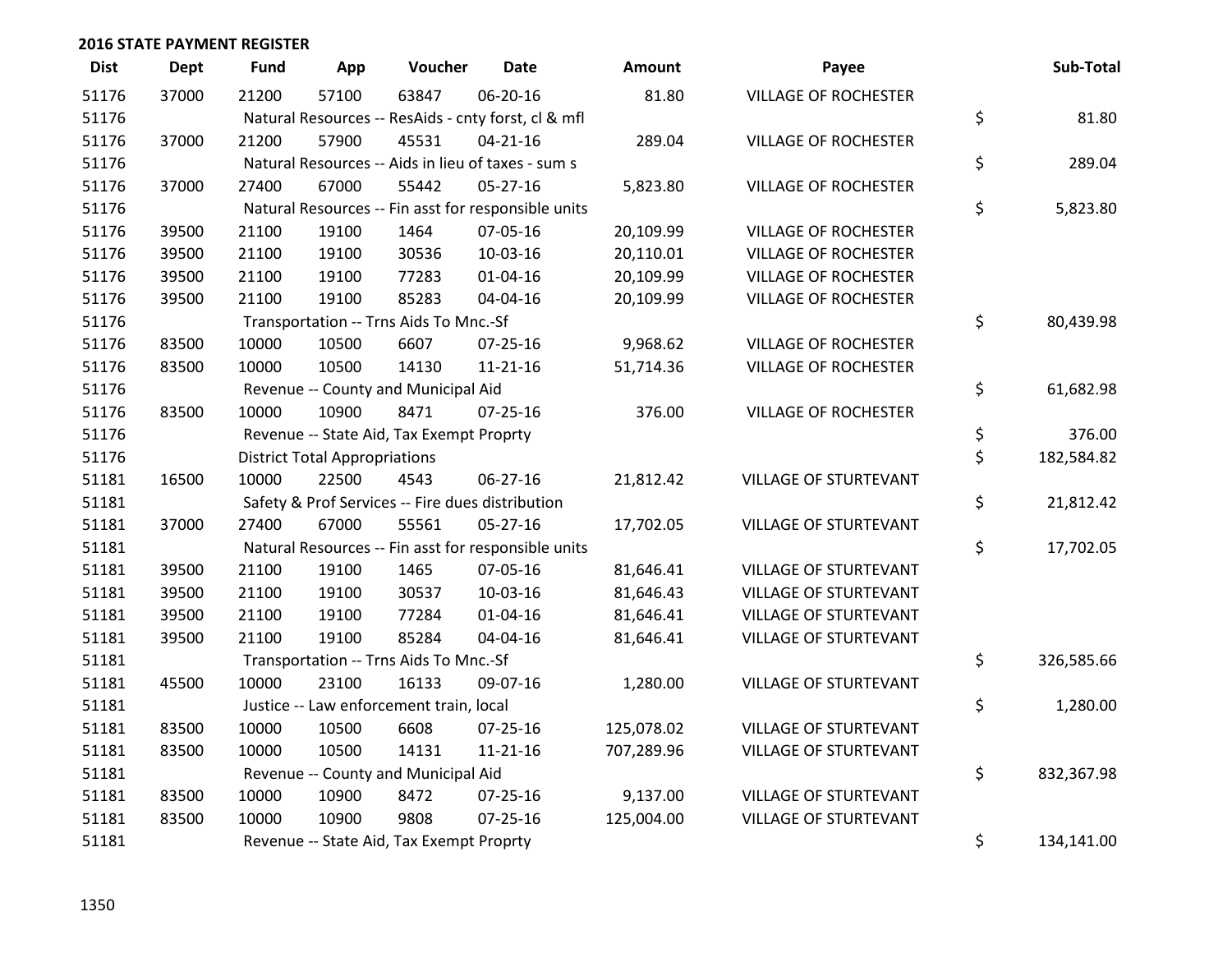## 2016 STATE PAYMENT REGISTER

| Dist | Dept | Fund | App | Voucher | Date | Amount | Payee | Sub-Total |
|---|---|---|---|---|---|---|---|---|
| 51176 | 37000 | 21200 | 57100 | 63847 | 06-20-16 | 81.80 | VILLAGE OF ROCHESTER | |
| 51176 | | Natural Resources -- ResAids - cnty forst, cl & mfl | | | | | | $ 81.80 |
| 51176 | 37000 | 21200 | 57900 | 45531 | 04-21-16 | 289.04 | VILLAGE OF ROCHESTER | |
| 51176 | | Natural Resources -- Aids in lieu of taxes - sum s | | | | | | $ 289.04 |
| 51176 | 37000 | 27400 | 67000 | 55442 | 05-27-16 | 5,823.80 | VILLAGE OF ROCHESTER | |
| 51176 | | Natural Resources -- Fin asst for responsible units | | | | | | $ 5,823.80 |
| 51176 | 39500 | 21100 | 19100 | 1464 | 07-05-16 | 20,109.99 | VILLAGE OF ROCHESTER | |
| 51176 | 39500 | 21100 | 19100 | 30536 | 10-03-16 | 20,110.01 | VILLAGE OF ROCHESTER | |
| 51176 | 39500 | 21100 | 19100 | 77283 | 01-04-16 | 20,109.99 | VILLAGE OF ROCHESTER | |
| 51176 | 39500 | 21100 | 19100 | 85283 | 04-04-16 | 20,109.99 | VILLAGE OF ROCHESTER | |
| 51176 | | Transportation -- Trns Aids To Mnc.-Sf | | | | | | $ 80,439.98 |
| 51176 | 83500 | 10000 | 10500 | 6607 | 07-25-16 | 9,968.62 | VILLAGE OF ROCHESTER | |
| 51176 | 83500 | 10000 | 10500 | 14130 | 11-21-16 | 51,714.36 | VILLAGE OF ROCHESTER | |
| 51176 | | Revenue -- County and Municipal Aid | | | | | | $ 61,682.98 |
| 51176 | 83500 | 10000 | 10900 | 8471 | 07-25-16 | 376.00 | VILLAGE OF ROCHESTER | |
| 51176 | | Revenue -- State Aid, Tax Exempt Proprty | | | | | | $ 376.00 |
| 51176 | | District Total Appropriations | | | | | | $ 182,584.82 |
| 51181 | 16500 | 10000 | 22500 | 4543 | 06-27-16 | 21,812.42 | VILLAGE OF STURTEVANT | |
| 51181 | | Safety & Prof Services -- Fire dues distribution | | | | | | $ 21,812.42 |
| 51181 | 37000 | 27400 | 67000 | 55561 | 05-27-16 | 17,702.05 | VILLAGE OF STURTEVANT | |
| 51181 | | Natural Resources -- Fin asst for responsible units | | | | | | $ 17,702.05 |
| 51181 | 39500 | 21100 | 19100 | 1465 | 07-05-16 | 81,646.41 | VILLAGE OF STURTEVANT | |
| 51181 | 39500 | 21100 | 19100 | 30537 | 10-03-16 | 81,646.43 | VILLAGE OF STURTEVANT | |
| 51181 | 39500 | 21100 | 19100 | 77284 | 01-04-16 | 81,646.41 | VILLAGE OF STURTEVANT | |
| 51181 | 39500 | 21100 | 19100 | 85284 | 04-04-16 | 81,646.41 | VILLAGE OF STURTEVANT | |
| 51181 | | Transportation -- Trns Aids To Mnc.-Sf | | | | | | $ 326,585.66 |
| 51181 | 45500 | 10000 | 23100 | 16133 | 09-07-16 | 1,280.00 | VILLAGE OF STURTEVANT | |
| 51181 | | Justice -- Law enforcement train, local | | | | | | $ 1,280.00 |
| 51181 | 83500 | 10000 | 10500 | 6608 | 07-25-16 | 125,078.02 | VILLAGE OF STURTEVANT | |
| 51181 | 83500 | 10000 | 10500 | 14131 | 11-21-16 | 707,289.96 | VILLAGE OF STURTEVANT | |
| 51181 | | Revenue -- County and Municipal Aid | | | | | | $ 832,367.98 |
| 51181 | 83500 | 10000 | 10900 | 8472 | 07-25-16 | 9,137.00 | VILLAGE OF STURTEVANT | |
| 51181 | 83500 | 10000 | 10900 | 9808 | 07-25-16 | 125,004.00 | VILLAGE OF STURTEVANT | |
| 51181 | | Revenue -- State Aid, Tax Exempt Proprty | | | | | | $ 134,141.00 |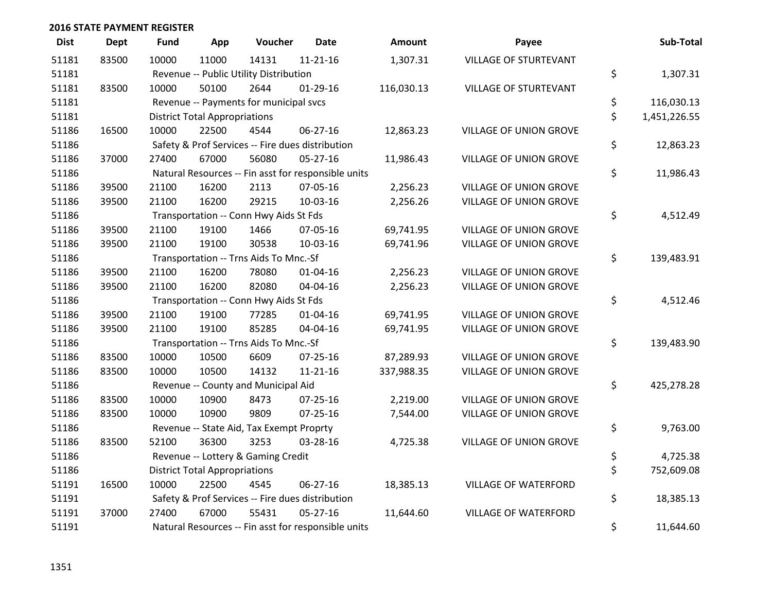## 2016 STATE PAYMENT REGISTER

| Dist | Dept | Fund | App | Voucher | Date | Amount | Payee | Sub-Total |
|---|---|---|---|---|---|---|---|---|
| 51181 | 83500 | 10000 | 11000 | 14131 | 11-21-16 | 1,307.31 | VILLAGE OF STURTEVANT | |
| 51181 | | Revenue -- Public Utility Distribution | | | | | | $ 1,307.31 |
| 51181 | 83500 | 10000 | 50100 | 2644 | 01-29-16 | 116,030.13 | VILLAGE OF STURTEVANT | |
| 51181 | | Revenue -- Payments for municipal svcs | | | | | | $ 116,030.13 |
| 51181 | | District Total Appropriations | | | | | | $ 1,451,226.55 |
| 51186 | 16500 | 10000 | 22500 | 4544 | 06-27-16 | 12,863.23 | VILLAGE OF UNION GROVE | |
| 51186 | | Safety & Prof Services -- Fire dues distribution | | | | | | $ 12,863.23 |
| 51186 | 37000 | 27400 | 67000 | 56080 | 05-27-16 | 11,986.43 | VILLAGE OF UNION GROVE | |
| 51186 | | Natural Resources -- Fin asst for responsible units | | | | | | $ 11,986.43 |
| 51186 | 39500 | 21100 | 16200 | 2113 | 07-05-16 | 2,256.23 | VILLAGE OF UNION GROVE | |
| 51186 | 39500 | 21100 | 16200 | 29215 | 10-03-16 | 2,256.26 | VILLAGE OF UNION GROVE | |
| 51186 | | Transportation -- Conn Hwy Aids St Fds | | | | | | $ 4,512.49 |
| 51186 | 39500 | 21100 | 19100 | 1466 | 07-05-16 | 69,741.95 | VILLAGE OF UNION GROVE | |
| 51186 | 39500 | 21100 | 19100 | 30538 | 10-03-16 | 69,741.96 | VILLAGE OF UNION GROVE | |
| 51186 | | Transportation -- Trns Aids To Mnc.-Sf | | | | | | $ 139,483.91 |
| 51186 | 39500 | 21100 | 16200 | 78080 | 01-04-16 | 2,256.23 | VILLAGE OF UNION GROVE | |
| 51186 | 39500 | 21100 | 16200 | 82080 | 04-04-16 | 2,256.23 | VILLAGE OF UNION GROVE | |
| 51186 | | Transportation -- Conn Hwy Aids St Fds | | | | | | $ 4,512.46 |
| 51186 | 39500 | 21100 | 19100 | 77285 | 01-04-16 | 69,741.95 | VILLAGE OF UNION GROVE | |
| 51186 | 39500 | 21100 | 19100 | 85285 | 04-04-16 | 69,741.95 | VILLAGE OF UNION GROVE | |
| 51186 | | Transportation -- Trns Aids To Mnc.-Sf | | | | | | $ 139,483.90 |
| 51186 | 83500 | 10000 | 10500 | 6609 | 07-25-16 | 87,289.93 | VILLAGE OF UNION GROVE | |
| 51186 | 83500 | 10000 | 10500 | 14132 | 11-21-16 | 337,988.35 | VILLAGE OF UNION GROVE | |
| 51186 | | Revenue -- County and Municipal Aid | | | | | | $ 425,278.28 |
| 51186 | 83500 | 10000 | 10900 | 8473 | 07-25-16 | 2,219.00 | VILLAGE OF UNION GROVE | |
| 51186 | 83500 | 10000 | 10900 | 9809 | 07-25-16 | 7,544.00 | VILLAGE OF UNION GROVE | |
| 51186 | | Revenue -- State Aid, Tax Exempt Proprty | | | | | | $ 9,763.00 |
| 51186 | 83500 | 52100 | 36300 | 3253 | 03-28-16 | 4,725.38 | VILLAGE OF UNION GROVE | |
| 51186 | | Revenue -- Lottery & Gaming Credit | | | | | | $ 4,725.38 |
| 51186 | | District Total Appropriations | | | | | | $ 752,609.08 |
| 51191 | 16500 | 10000 | 22500 | 4545 | 06-27-16 | 18,385.13 | VILLAGE OF WATERFORD | |
| 51191 | | Safety & Prof Services -- Fire dues distribution | | | | | | $ 18,385.13 |
| 51191 | 37000 | 27400 | 67000 | 55431 | 05-27-16 | 11,644.60 | VILLAGE OF WATERFORD | |
| 51191 | | Natural Resources -- Fin asst for responsible units | | | | | | $ 11,644.60 |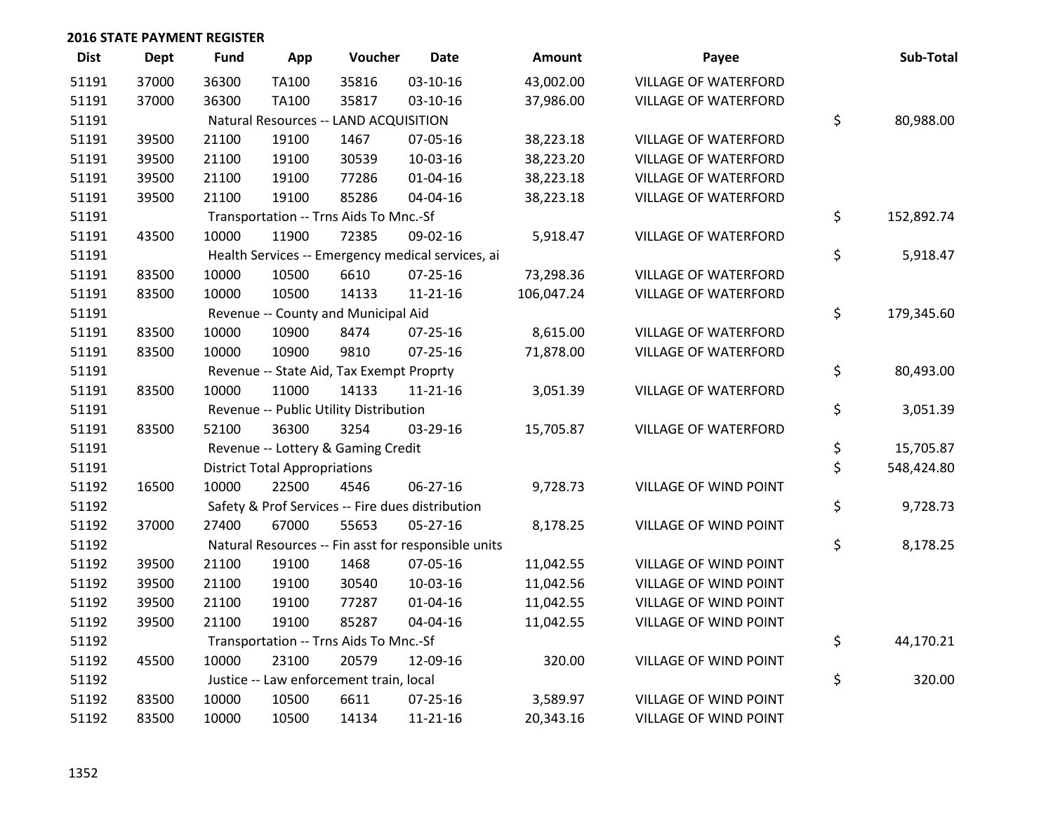## 2016 STATE PAYMENT REGISTER

| Dist | Dept | Fund | App | Voucher | Date | Amount | Payee | Sub-Total |
|---|---|---|---|---|---|---|---|---|
| 51191 | 37000 | 36300 | TA100 | 35816 | 03-10-16 | 43,002.00 | VILLAGE OF WATERFORD | |
| 51191 | 37000 | 36300 | TA100 | 35817 | 03-10-16 | 37,986.00 | VILLAGE OF WATERFORD | |
| 51191 | | Natural Resources -- LAND ACQUISITION | | | | | | $ 80,988.00 |
| 51191 | 39500 | 21100 | 19100 | 1467 | 07-05-16 | 38,223.18 | VILLAGE OF WATERFORD | |
| 51191 | 39500 | 21100 | 19100 | 30539 | 10-03-16 | 38,223.20 | VILLAGE OF WATERFORD | |
| 51191 | 39500 | 21100 | 19100 | 77286 | 01-04-16 | 38,223.18 | VILLAGE OF WATERFORD | |
| 51191 | 39500 | 21100 | 19100 | 85286 | 04-04-16 | 38,223.18 | VILLAGE OF WATERFORD | |
| 51191 | | Transportation -- Trns Aids To Mnc.-Sf | | | | | | $ 152,892.74 |
| 51191 | 43500 | 10000 | 11900 | 72385 | 09-02-16 | 5,918.47 | VILLAGE OF WATERFORD | |
| 51191 | | Health Services -- Emergency medical services, ai | | | | | | $ 5,918.47 |
| 51191 | 83500 | 10000 | 10500 | 6610 | 07-25-16 | 73,298.36 | VILLAGE OF WATERFORD | |
| 51191 | 83500 | 10000 | 10500 | 14133 | 11-21-16 | 106,047.24 | VILLAGE OF WATERFORD | |
| 51191 | | Revenue -- County and Municipal Aid | | | | | | $ 179,345.60 |
| 51191 | 83500 | 10000 | 10900 | 8474 | 07-25-16 | 8,615.00 | VILLAGE OF WATERFORD | |
| 51191 | 83500 | 10000 | 10900 | 9810 | 07-25-16 | 71,878.00 | VILLAGE OF WATERFORD | |
| 51191 | | Revenue -- State Aid, Tax Exempt Proprty | | | | | | $ 80,493.00 |
| 51191 | 83500 | 10000 | 11000 | 14133 | 11-21-16 | 3,051.39 | VILLAGE OF WATERFORD | |
| 51191 | | Revenue -- Public Utility Distribution | | | | | | $ 3,051.39 |
| 51191 | 83500 | 52100 | 36300 | 3254 | 03-29-16 | 15,705.87 | VILLAGE OF WATERFORD | |
| 51191 | | Revenue -- Lottery & Gaming Credit | | | | | | $ 15,705.87 |
| 51191 | | District Total Appropriations | | | | | | $ 548,424.80 |
| 51192 | 16500 | 10000 | 22500 | 4546 | 06-27-16 | 9,728.73 | VILLAGE OF WIND POINT | |
| 51192 | | Safety & Prof Services -- Fire dues distribution | | | | | | $ 9,728.73 |
| 51192 | 37000 | 27400 | 67000 | 55653 | 05-27-16 | 8,178.25 | VILLAGE OF WIND POINT | |
| 51192 | | Natural Resources -- Fin asst for responsible units | | | | | | $ 8,178.25 |
| 51192 | 39500 | 21100 | 19100 | 1468 | 07-05-16 | 11,042.55 | VILLAGE OF WIND POINT | |
| 51192 | 39500 | 21100 | 19100 | 30540 | 10-03-16 | 11,042.56 | VILLAGE OF WIND POINT | |
| 51192 | 39500 | 21100 | 19100 | 77287 | 01-04-16 | 11,042.55 | VILLAGE OF WIND POINT | |
| 51192 | 39500 | 21100 | 19100 | 85287 | 04-04-16 | 11,042.55 | VILLAGE OF WIND POINT | |
| 51192 | | Transportation -- Trns Aids To Mnc.-Sf | | | | | | $ 44,170.21 |
| 51192 | 45500 | 10000 | 23100 | 20579 | 12-09-16 | 320.00 | VILLAGE OF WIND POINT | |
| 51192 | | Justice -- Law enforcement train, local | | | | | | $ 320.00 |
| 51192 | 83500 | 10000 | 10500 | 6611 | 07-25-16 | 3,589.97 | VILLAGE OF WIND POINT | |
| 51192 | 83500 | 10000 | 10500 | 14134 | 11-21-16 | 20,343.16 | VILLAGE OF WIND POINT | |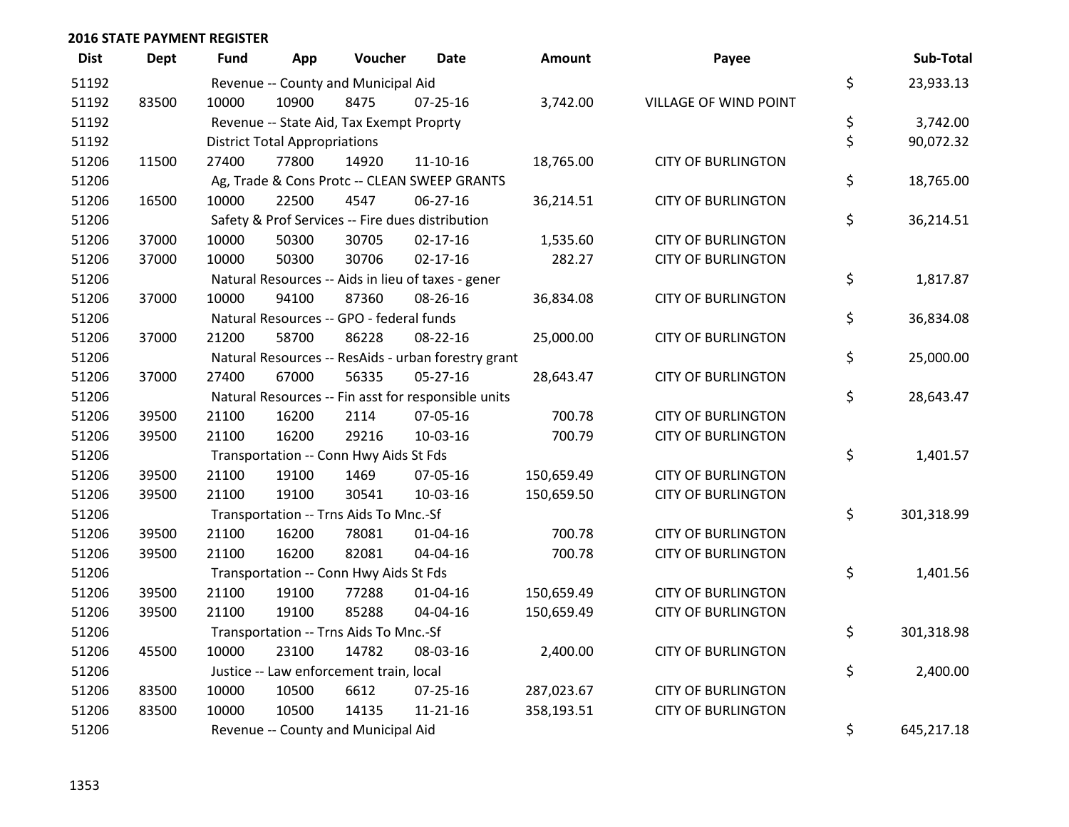## 2016 STATE PAYMENT REGISTER

| Dist | Dept | Fund | App | Voucher | Date | Amount | Payee | Sub-Total |
|---|---|---|---|---|---|---|---|---|
| 51192 | | Revenue -- County and Municipal Aid | | | | | | $ 23,933.13 |
| 51192 | 83500 | 10000 | 10900 | 8475 | 07-25-16 | 3,742.00 | VILLAGE OF WIND POINT | |
| 51192 | | Revenue -- State Aid, Tax Exempt Proprty | | | | | | $ 3,742.00 |
| 51192 | | District Total Appropriations | | | | | | $ 90,072.32 |
| 51206 | 11500 | 27400 | 77800 | 14920 | 11-10-16 | 18,765.00 | CITY OF BURLINGTON | |
| 51206 | | Ag, Trade & Cons Protc -- CLEAN SWEEP GRANTS | | | | | | $ 18,765.00 |
| 51206 | 16500 | 10000 | 22500 | 4547 | 06-27-16 | 36,214.51 | CITY OF BURLINGTON | |
| 51206 | | Safety & Prof Services -- Fire dues distribution | | | | | | $ 36,214.51 |
| 51206 | 37000 | 10000 | 50300 | 30705 | 02-17-16 | 1,535.60 | CITY OF BURLINGTON | |
| 51206 | 37000 | 10000 | 50300 | 30706 | 02-17-16 | 282.27 | CITY OF BURLINGTON | |
| 51206 | | Natural Resources -- Aids in lieu of taxes - gener | | | | | | $ 1,817.87 |
| 51206 | 37000 | 10000 | 94100 | 87360 | 08-26-16 | 36,834.08 | CITY OF BURLINGTON | |
| 51206 | | Natural Resources -- GPO - federal funds | | | | | | $ 36,834.08 |
| 51206 | 37000 | 21200 | 58700 | 86228 | 08-22-16 | 25,000.00 | CITY OF BURLINGTON | |
| 51206 | | Natural Resources -- ResAids - urban forestry grant | | | | | | $ 25,000.00 |
| 51206 | 37000 | 27400 | 67000 | 56335 | 05-27-16 | 28,643.47 | CITY OF BURLINGTON | |
| 51206 | | Natural Resources -- Fin asst for responsible units | | | | | | $ 28,643.47 |
| 51206 | 39500 | 21100 | 16200 | 2114 | 07-05-16 | 700.78 | CITY OF BURLINGTON | |
| 51206 | 39500 | 21100 | 16200 | 29216 | 10-03-16 | 700.79 | CITY OF BURLINGTON | |
| 51206 | | Transportation -- Conn Hwy Aids St Fds | | | | | | $ 1,401.57 |
| 51206 | 39500 | 21100 | 19100 | 1469 | 07-05-16 | 150,659.49 | CITY OF BURLINGTON | |
| 51206 | 39500 | 21100 | 19100 | 30541 | 10-03-16 | 150,659.50 | CITY OF BURLINGTON | |
| 51206 | | Transportation -- Trns Aids To Mnc.-Sf | | | | | | $ 301,318.99 |
| 51206 | 39500 | 21100 | 16200 | 78081 | 01-04-16 | 700.78 | CITY OF BURLINGTON | |
| 51206 | 39500 | 21100 | 16200 | 82081 | 04-04-16 | 700.78 | CITY OF BURLINGTON | |
| 51206 | | Transportation -- Conn Hwy Aids St Fds | | | | | | $ 1,401.56 |
| 51206 | 39500 | 21100 | 19100 | 77288 | 01-04-16 | 150,659.49 | CITY OF BURLINGTON | |
| 51206 | 39500 | 21100 | 19100 | 85288 | 04-04-16 | 150,659.49 | CITY OF BURLINGTON | |
| 51206 | | Transportation -- Trns Aids To Mnc.-Sf | | | | | | $ 301,318.98 |
| 51206 | 45500 | 10000 | 23100 | 14782 | 08-03-16 | 2,400.00 | CITY OF BURLINGTON | |
| 51206 | | Justice -- Law enforcement train, local | | | | | | $ 2,400.00 |
| 51206 | 83500 | 10000 | 10500 | 6612 | 07-25-16 | 287,023.67 | CITY OF BURLINGTON | |
| 51206 | 83500 | 10000 | 10500 | 14135 | 11-21-16 | 358,193.51 | CITY OF BURLINGTON | |
| 51206 | | Revenue -- County and Municipal Aid | | | | | | $ 645,217.18 |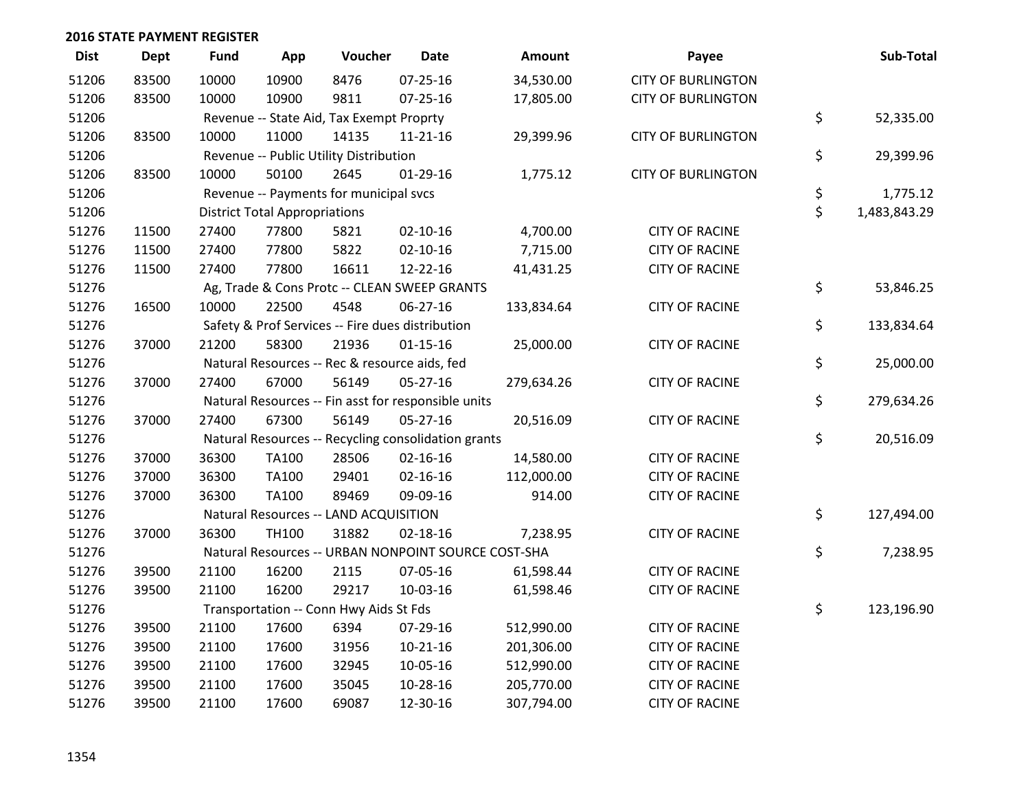## 2016 STATE PAYMENT REGISTER

| Dist | Dept | Fund | App | Voucher | Date | Amount | Payee | | Sub-Total |
|---|---|---|---|---|---|---|---|---|---|
| 51206 | 83500 | 10000 | 10900 | 8476 | 07-25-16 | 34,530.00 | CITY OF BURLINGTON | | |
| 51206 | 83500 | 10000 | 10900 | 9811 | 07-25-16 | 17,805.00 | CITY OF BURLINGTON | | |
| 51206 | | Revenue -- State Aid, Tax Exempt Proprty | | | | | | $ | 52,335.00 |
| 51206 | 83500 | 10000 | 11000 | 14135 | 11-21-16 | 29,399.96 | CITY OF BURLINGTON | | |
| 51206 | | Revenue -- Public Utility Distribution | | | | | | $ | 29,399.96 |
| 51206 | 83500 | 10000 | 50100 | 2645 | 01-29-16 | 1,775.12 | CITY OF BURLINGTON | | |
| 51206 | | Revenue -- Payments for municipal svcs | | | | | | $ | 1,775.12 |
| 51206 | | District Total Appropriations | | | | | | $ | 1,483,843.29 |
| 51276 | 11500 | 27400 | 77800 | 5821 | 02-10-16 | 4,700.00 | CITY OF RACINE | | |
| 51276 | 11500 | 27400 | 77800 | 5822 | 02-10-16 | 7,715.00 | CITY OF RACINE | | |
| 51276 | 11500 | 27400 | 77800 | 16611 | 12-22-16 | 41,431.25 | CITY OF RACINE | | |
| 51276 | | Ag, Trade & Cons Protc -- CLEAN SWEEP GRANTS | | | | | | $ | 53,846.25 |
| 51276 | 16500 | 10000 | 22500 | 4548 | 06-27-16 | 133,834.64 | CITY OF RACINE | | |
| 51276 | | Safety & Prof Services -- Fire dues distribution | | | | | | $ | 133,834.64 |
| 51276 | 37000 | 21200 | 58300 | 21936 | 01-15-16 | 25,000.00 | CITY OF RACINE | | |
| 51276 | | Natural Resources -- Rec & resource aids, fed | | | | | | $ | 25,000.00 |
| 51276 | 37000 | 27400 | 67000 | 56149 | 05-27-16 | 279,634.26 | CITY OF RACINE | | |
| 51276 | | Natural Resources -- Fin asst for responsible units | | | | | | $ | 279,634.26 |
| 51276 | 37000 | 27400 | 67300 | 56149 | 05-27-16 | 20,516.09 | CITY OF RACINE | | |
| 51276 | | Natural Resources -- Recycling consolidation grants | | | | | | $ | 20,516.09 |
| 51276 | 37000 | 36300 | TA100 | 28506 | 02-16-16 | 14,580.00 | CITY OF RACINE | | |
| 51276 | 37000 | 36300 | TA100 | 29401 | 02-16-16 | 112,000.00 | CITY OF RACINE | | |
| 51276 | 37000 | 36300 | TA100 | 89469 | 09-09-16 | 914.00 | CITY OF RACINE | | |
| 51276 | | Natural Resources -- LAND ACQUISITION | | | | | | $ | 127,494.00 |
| 51276 | 37000 | 36300 | TH100 | 31882 | 02-18-16 | 7,238.95 | CITY OF RACINE | | |
| 51276 | | Natural Resources -- URBAN NONPOINT SOURCE COST-SHA | | | | | | $ | 7,238.95 |
| 51276 | 39500 | 21100 | 16200 | 2115 | 07-05-16 | 61,598.44 | CITY OF RACINE | | |
| 51276 | 39500 | 21100 | 16200 | 29217 | 10-03-16 | 61,598.46 | CITY OF RACINE | | |
| 51276 | | Transportation -- Conn Hwy Aids St Fds | | | | | | $ | 123,196.90 |
| 51276 | 39500 | 21100 | 17600 | 6394 | 07-29-16 | 512,990.00 | CITY OF RACINE | | |
| 51276 | 39500 | 21100 | 17600 | 31956 | 10-21-16 | 201,306.00 | CITY OF RACINE | | |
| 51276 | 39500 | 21100 | 17600 | 32945 | 10-05-16 | 512,990.00 | CITY OF RACINE | | |
| 51276 | 39500 | 21100 | 17600 | 35045 | 10-28-16 | 205,770.00 | CITY OF RACINE | | |
| 51276 | 39500 | 21100 | 17600 | 69087 | 12-30-16 | 307,794.00 | CITY OF RACINE | | |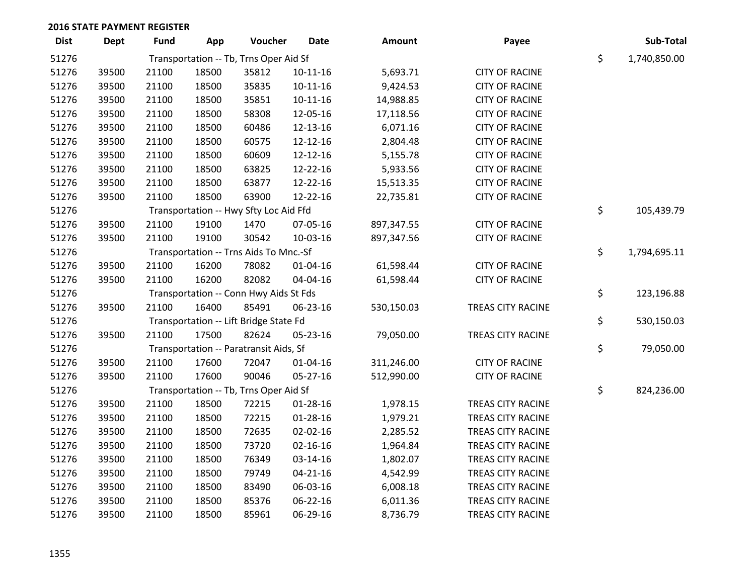## 2016 STATE PAYMENT REGISTER

| Dist | Dept | Fund | App | Voucher | Date | Amount | Payee | | Sub-Total |
|---|---|---|---|---|---|---|---|---|---|
| 51276 | | Transportation -- Tb, Trns Oper Aid Sf | | | | | | $ | 1,740,850.00 |
| 51276 | 39500 | 21100 | 18500 | 35812 | 10-11-16 | 5,693.71 | CITY OF RACINE | | |
| 51276 | 39500 | 21100 | 18500 | 35835 | 10-11-16 | 9,424.53 | CITY OF RACINE | | |
| 51276 | 39500 | 21100 | 18500 | 35851 | 10-11-16 | 14,988.85 | CITY OF RACINE | | |
| 51276 | 39500 | 21100 | 18500 | 58308 | 12-05-16 | 17,118.56 | CITY OF RACINE | | |
| 51276 | 39500 | 21100 | 18500 | 60486 | 12-13-16 | 6,071.16 | CITY OF RACINE | | |
| 51276 | 39500 | 21100 | 18500 | 60575 | 12-12-16 | 2,804.48 | CITY OF RACINE | | |
| 51276 | 39500 | 21100 | 18500 | 60609 | 12-12-16 | 5,155.78 | CITY OF RACINE | | |
| 51276 | 39500 | 21100 | 18500 | 63825 | 12-22-16 | 5,933.56 | CITY OF RACINE | | |
| 51276 | 39500 | 21100 | 18500 | 63877 | 12-22-16 | 15,513.35 | CITY OF RACINE | | |
| 51276 | 39500 | 21100 | 18500 | 63900 | 12-22-16 | 22,735.81 | CITY OF RACINE | | |
| 51276 | | Transportation -- Hwy Sfty Loc Aid Ffd | | | | | | $ | 105,439.79 |
| 51276 | 39500 | 21100 | 19100 | 1470 | 07-05-16 | 897,347.55 | CITY OF RACINE | | |
| 51276 | 39500 | 21100 | 19100 | 30542 | 10-03-16 | 897,347.56 | CITY OF RACINE | | |
| 51276 | | Transportation -- Trns Aids To Mnc.-Sf | | | | | | $ | 1,794,695.11 |
| 51276 | 39500 | 21100 | 16200 | 78082 | 01-04-16 | 61,598.44 | CITY OF RACINE | | |
| 51276 | 39500 | 21100 | 16200 | 82082 | 04-04-16 | 61,598.44 | CITY OF RACINE | | |
| 51276 | | Transportation -- Conn Hwy Aids St Fds | | | | | | $ | 123,196.88 |
| 51276 | 39500 | 21100 | 16400 | 85491 | 06-23-16 | 530,150.03 | TREAS CITY RACINE | | |
| 51276 | | Transportation -- Lift Bridge State Fd | | | | | | $ | 530,150.03 |
| 51276 | 39500 | 21100 | 17500 | 82624 | 05-23-16 | 79,050.00 | TREAS CITY RACINE | | |
| 51276 | | Transportation -- Paratransit Aids, Sf | | | | | | $ | 79,050.00 |
| 51276 | 39500 | 21100 | 17600 | 72047 | 01-04-16 | 311,246.00 | CITY OF RACINE | | |
| 51276 | 39500 | 21100 | 17600 | 90046 | 05-27-16 | 512,990.00 | CITY OF RACINE | | |
| 51276 | | Transportation -- Tb, Trns Oper Aid Sf | | | | | | $ | 824,236.00 |
| 51276 | 39500 | 21100 | 18500 | 72215 | 01-28-16 | 1,978.15 | TREAS CITY RACINE | | |
| 51276 | 39500 | 21100 | 18500 | 72215 | 01-28-16 | 1,979.21 | TREAS CITY RACINE | | |
| 51276 | 39500 | 21100 | 18500 | 72635 | 02-02-16 | 2,285.52 | TREAS CITY RACINE | | |
| 51276 | 39500 | 21100 | 18500 | 73720 | 02-16-16 | 1,964.84 | TREAS CITY RACINE | | |
| 51276 | 39500 | 21100 | 18500 | 76349 | 03-14-16 | 1,802.07 | TREAS CITY RACINE | | |
| 51276 | 39500 | 21100 | 18500 | 79749 | 04-21-16 | 4,542.99 | TREAS CITY RACINE | | |
| 51276 | 39500 | 21100 | 18500 | 83490 | 06-03-16 | 6,008.18 | TREAS CITY RACINE | | |
| 51276 | 39500 | 21100 | 18500 | 85376 | 06-22-16 | 6,011.36 | TREAS CITY RACINE | | |
| 51276 | 39500 | 21100 | 18500 | 85961 | 06-29-16 | 8,736.79 | TREAS CITY RACINE | | |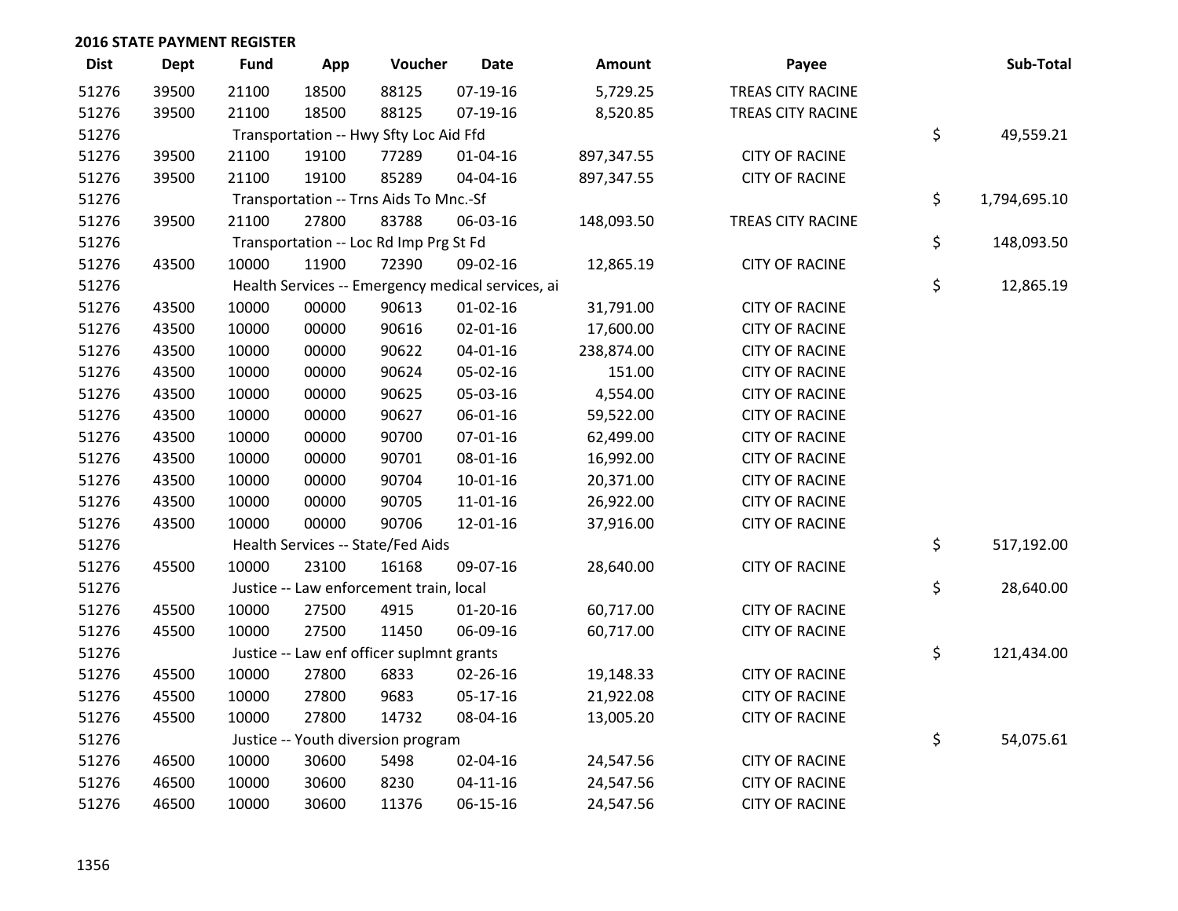## 2016 STATE PAYMENT REGISTER

| Dist | Dept | Fund | App | Voucher | Date | Amount | Payee | Sub-Total |
|---|---|---|---|---|---|---|---|---|
| 51276 | 39500 | 21100 | 18500 | 88125 | 07-19-16 | 5,729.25 | TREAS CITY RACINE | |
| 51276 | 39500 | 21100 | 18500 | 88125 | 07-19-16 | 8,520.85 | TREAS CITY RACINE | |
| 51276 | | Transportation -- Hwy Sfty Loc Aid Ffd | | | | | | $ 49,559.21 |
| 51276 | 39500 | 21100 | 19100 | 77289 | 01-04-16 | 897,347.55 | CITY OF RACINE | |
| 51276 | 39500 | 21100 | 19100 | 85289 | 04-04-16 | 897,347.55 | CITY OF RACINE | |
| 51276 | | Transportation -- Trns Aids To Mnc.-Sf | | | | | | $ 1,794,695.10 |
| 51276 | 39500 | 21100 | 27800 | 83788 | 06-03-16 | 148,093.50 | TREAS CITY RACINE | |
| 51276 | | Transportation -- Loc Rd Imp Prg St Fd | | | | | | $ 148,093.50 |
| 51276 | 43500 | 10000 | 11900 | 72390 | 09-02-16 | 12,865.19 | CITY OF RACINE | |
| 51276 | | Health Services -- Emergency medical services, ai | | | | | | $ 12,865.19 |
| 51276 | 43500 | 10000 | 00000 | 90613 | 01-02-16 | 31,791.00 | CITY OF RACINE | |
| 51276 | 43500 | 10000 | 00000 | 90616 | 02-01-16 | 17,600.00 | CITY OF RACINE | |
| 51276 | 43500 | 10000 | 00000 | 90622 | 04-01-16 | 238,874.00 | CITY OF RACINE | |
| 51276 | 43500 | 10000 | 00000 | 90624 | 05-02-16 | 151.00 | CITY OF RACINE | |
| 51276 | 43500 | 10000 | 00000 | 90625 | 05-03-16 | 4,554.00 | CITY OF RACINE | |
| 51276 | 43500 | 10000 | 00000 | 90627 | 06-01-16 | 59,522.00 | CITY OF RACINE | |
| 51276 | 43500 | 10000 | 00000 | 90700 | 07-01-16 | 62,499.00 | CITY OF RACINE | |
| 51276 | 43500 | 10000 | 00000 | 90701 | 08-01-16 | 16,992.00 | CITY OF RACINE | |
| 51276 | 43500 | 10000 | 00000 | 90704 | 10-01-16 | 20,371.00 | CITY OF RACINE | |
| 51276 | 43500 | 10000 | 00000 | 90705 | 11-01-16 | 26,922.00 | CITY OF RACINE | |
| 51276 | 43500 | 10000 | 00000 | 90706 | 12-01-16 | 37,916.00 | CITY OF RACINE | |
| 51276 | | Health Services -- State/Fed Aids | | | | | | $ 517,192.00 |
| 51276 | 45500 | 10000 | 23100 | 16168 | 09-07-16 | 28,640.00 | CITY OF RACINE | |
| 51276 | | Justice -- Law enforcement train, local | | | | | | $ 28,640.00 |
| 51276 | 45500 | 10000 | 27500 | 4915 | 01-20-16 | 60,717.00 | CITY OF RACINE | |
| 51276 | 45500 | 10000 | 27500 | 11450 | 06-09-16 | 60,717.00 | CITY OF RACINE | |
| 51276 | | Justice -- Law enf officer suplmnt grants | | | | | | $ 121,434.00 |
| 51276 | 45500 | 10000 | 27800 | 6833 | 02-26-16 | 19,148.33 | CITY OF RACINE | |
| 51276 | 45500 | 10000 | 27800 | 9683 | 05-17-16 | 21,922.08 | CITY OF RACINE | |
| 51276 | 45500 | 10000 | 27800 | 14732 | 08-04-16 | 13,005.20 | CITY OF RACINE | |
| 51276 | | Justice -- Youth diversion program | | | | | | $ 54,075.61 |
| 51276 | 46500 | 10000 | 30600 | 5498 | 02-04-16 | 24,547.56 | CITY OF RACINE | |
| 51276 | 46500 | 10000 | 30600 | 8230 | 04-11-16 | 24,547.56 | CITY OF RACINE | |
| 51276 | 46500 | 10000 | 30600 | 11376 | 06-15-16 | 24,547.56 | CITY OF RACINE | |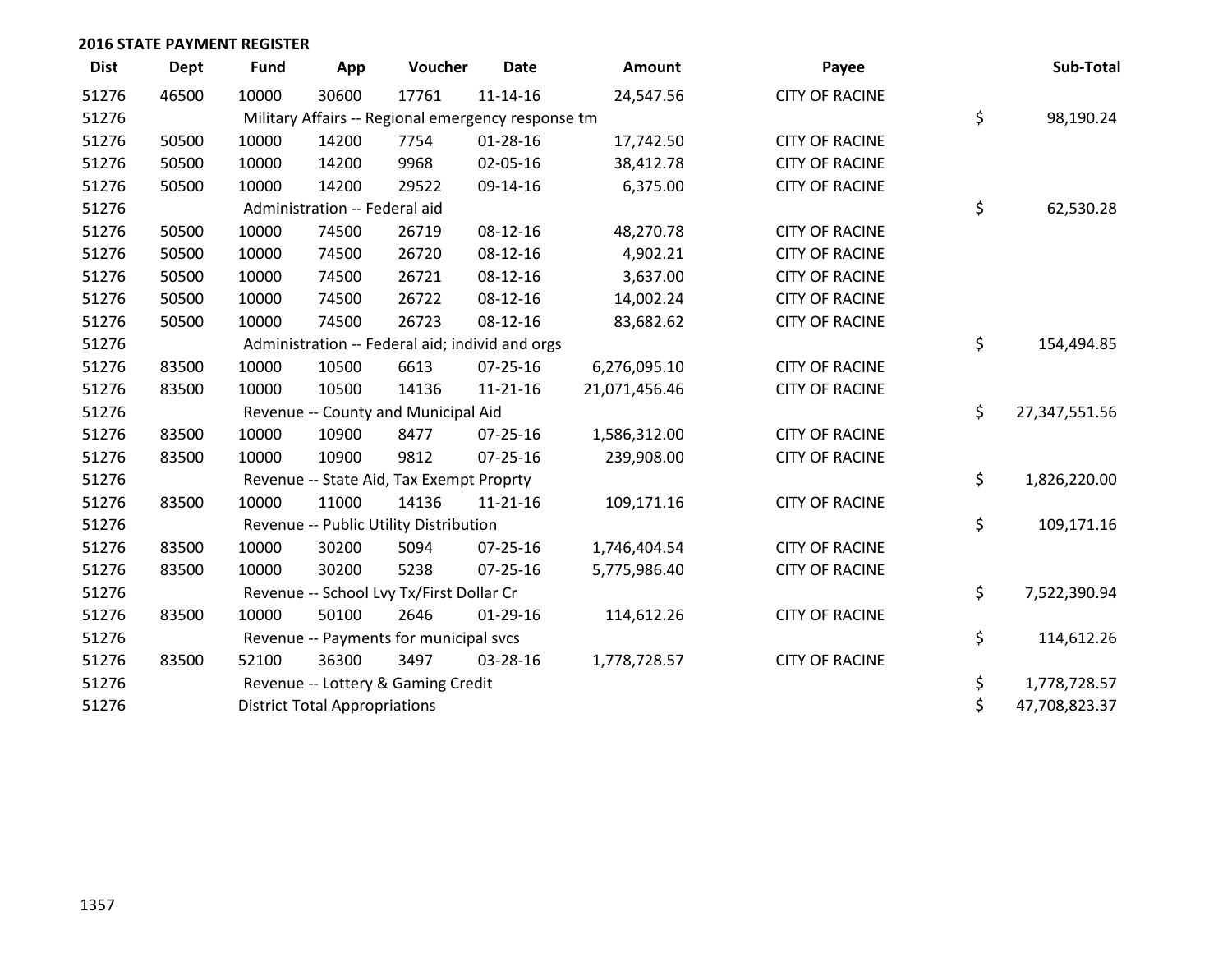**2016 STATE PAYMENT REGISTER**

| Dist | Dept | Fund | App | Voucher | Date | Amount | Payee | | Sub-Total |
|---|---|---|---|---|---|---|---|---|---|
| 51276 | 46500 | 10000 | 30600 | 17761 | 11-14-16 | 24,547.56 | CITY OF RACINE | | |
| 51276 | | Military Affairs -- Regional emergency response tm | | | | | | $ | 98,190.24 |
| 51276 | 50500 | 10000 | 14200 | 7754 | 01-28-16 | 17,742.50 | CITY OF RACINE | | |
| 51276 | 50500 | 10000 | 14200 | 9968 | 02-05-16 | 38,412.78 | CITY OF RACINE | | |
| 51276 | 50500 | 10000 | 14200 | 29522 | 09-14-16 | 6,375.00 | CITY OF RACINE | | |
| 51276 | | Administration -- Federal aid | | | | | | $ | 62,530.28 |
| 51276 | 50500 | 10000 | 74500 | 26719 | 08-12-16 | 48,270.78 | CITY OF RACINE | | |
| 51276 | 50500 | 10000 | 74500 | 26720 | 08-12-16 | 4,902.21 | CITY OF RACINE | | |
| 51276 | 50500 | 10000 | 74500 | 26721 | 08-12-16 | 3,637.00 | CITY OF RACINE | | |
| 51276 | 50500 | 10000 | 74500 | 26722 | 08-12-16 | 14,002.24 | CITY OF RACINE | | |
| 51276 | 50500 | 10000 | 74500 | 26723 | 08-12-16 | 83,682.62 | CITY OF RACINE | | |
| 51276 | | Administration -- Federal aid; individ and orgs | | | | | | $ | 154,494.85 |
| 51276 | 83500 | 10000 | 10500 | 6613 | 07-25-16 | 6,276,095.10 | CITY OF RACINE | | |
| 51276 | 83500 | 10000 | 10500 | 14136 | 11-21-16 | 21,071,456.46 | CITY OF RACINE | | |
| 51276 | | Revenue -- County and Municipal Aid | | | | | | $ | 27,347,551.56 |
| 51276 | 83500 | 10000 | 10900 | 8477 | 07-25-16 | 1,586,312.00 | CITY OF RACINE | | |
| 51276 | 83500 | 10000 | 10900 | 9812 | 07-25-16 | 239,908.00 | CITY OF RACINE | | |
| 51276 | | Revenue -- State Aid, Tax Exempt Proprty | | | | | | $ | 1,826,220.00 |
| 51276 | 83500 | 10000 | 11000 | 14136 | 11-21-16 | 109,171.16 | CITY OF RACINE | | |
| 51276 | | Revenue -- Public Utility Distribution | | | | | | $ | 109,171.16 |
| 51276 | 83500 | 10000 | 30200 | 5094 | 07-25-16 | 1,746,404.54 | CITY OF RACINE | | |
| 51276 | 83500 | 10000 | 30200 | 5238 | 07-25-16 | 5,775,986.40 | CITY OF RACINE | | |
| 51276 | | Revenue -- School Lvy Tx/First Dollar Cr | | | | | | $ | 7,522,390.94 |
| 51276 | 83500 | 10000 | 50100 | 2646 | 01-29-16 | 114,612.26 | CITY OF RACINE | | |
| 51276 | | Revenue -- Payments for municipal svcs | | | | | | $ | 114,612.26 |
| 51276 | 83500 | 52100 | 36300 | 3497 | 03-28-16 | 1,778,728.57 | CITY OF RACINE | | |
| 51276 | | Revenue -- Lottery & Gaming Credit | | | | | | $ | 1,778,728.57 |
| 51276 | | District Total Appropriations | | | | | | $ | 47,708,823.37 |